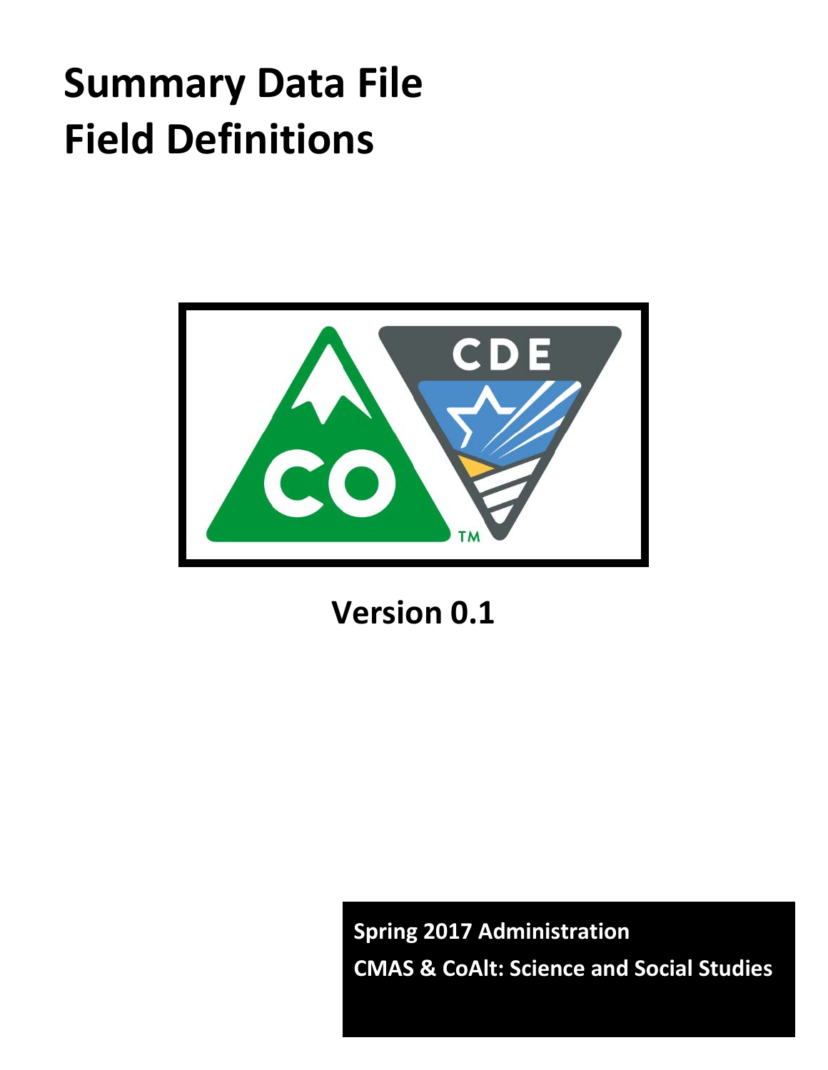# Summary Data File Field Definitions

**Version 0.1**

**Spring 2017 Administration**

**CMAS & CoAlt: Science and Social Studies**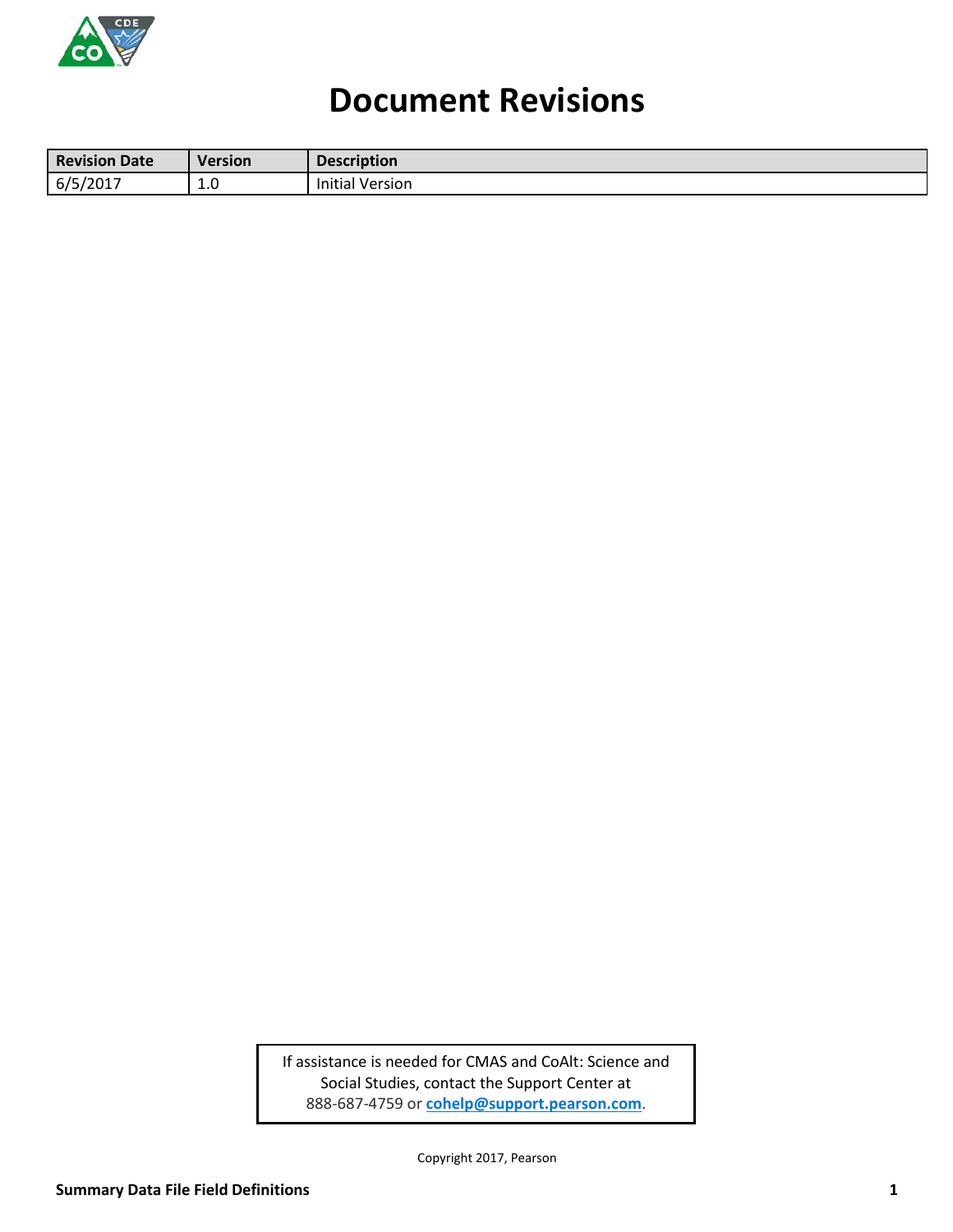# Document Revisions

| Revision Date | Version | Description |
|---|---|---|
| 6/5/2017 | 1.0 | Initial Version |

If assistance is needed for CMAS and CoAlt: Science and Social Studies, contact the Support Center at 888-687-4759 or **cohelp@support.pearson.com**.

Copyright 2017, Pearson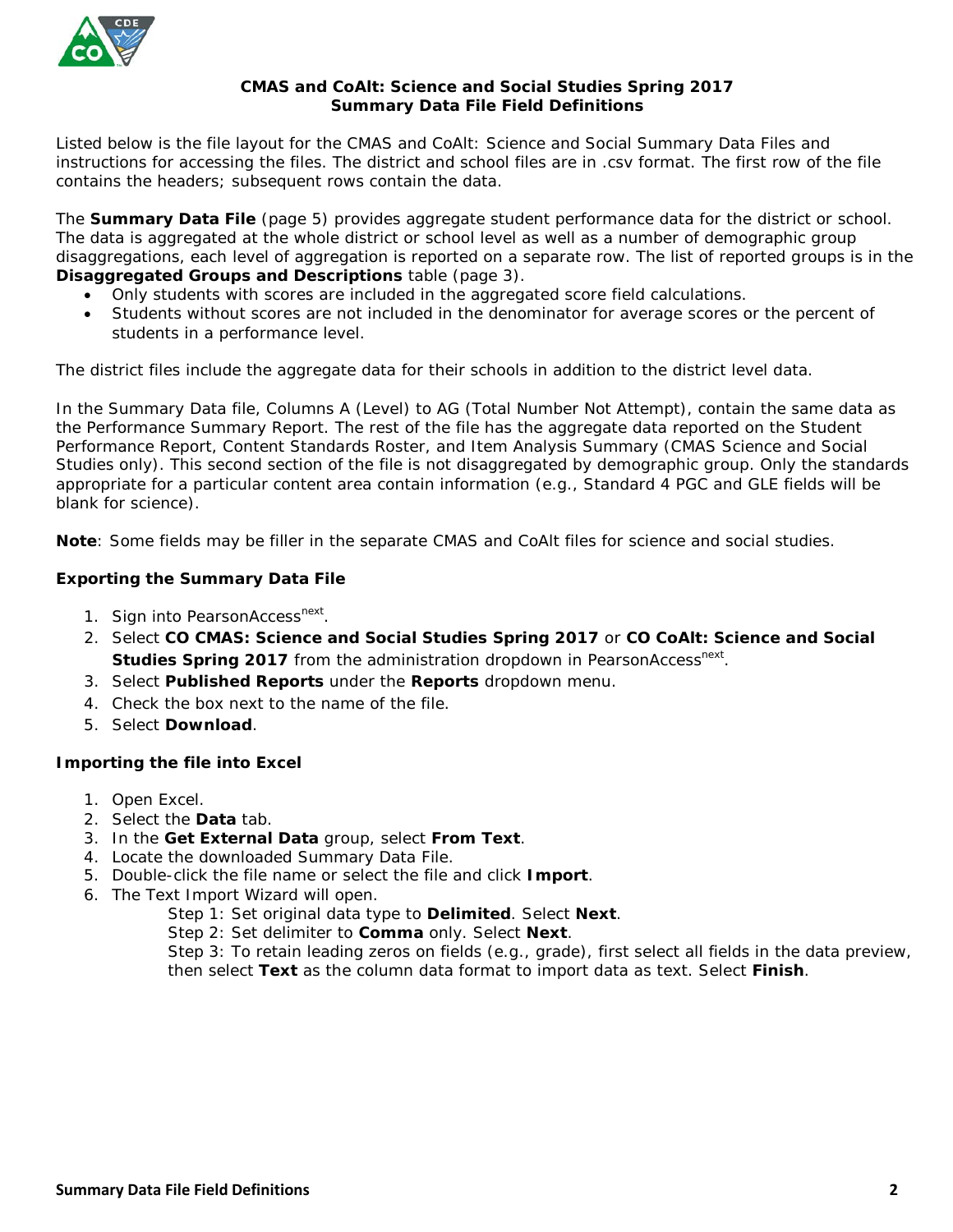# CMAS and CoAlt: Science and Social Studies Spring 2017
# Summary Data File Field Definitions

Listed below is the file layout for the CMAS and CoAlt: Science and Social Summary Data Files and instructions for accessing the files. The district and school files are in .csv format. The first row of the file contains the headers; subsequent rows contain the data.

The **Summary Data File** (page 5) provides aggregate student performance data for the district or school. The data is aggregated at the whole district or school level as well as a number of demographic group disaggregations, each level of aggregation is reported on a separate row. The list of reported groups is in the **Disaggregated Groups and Descriptions** table (page 3).

- Only students with scores are included in the aggregated score field calculations.
- Students without scores are not included in the denominator for average scores or the percent of students in a performance level.

The district files include the aggregate data for their schools in addition to the district level data.

In the Summary Data file, Columns A (Level) to AG (Total Number Not Attempt), contain the same data as the Performance Summary Report. The rest of the file has the aggregate data reported on the Student Performance Report, Content Standards Roster, and Item Analysis Summary (CMAS Science and Social Studies only). This second section of the file is not disaggregated by demographic group. Only the standards appropriate for a particular content area contain information (e.g., Standard 4 PGC and GLE fields will be blank for science).

**Note**: Some fields may be filler in the separate CMAS and CoAlt files for science and social studies.

### Exporting the Summary Data File

1. Sign into PearsonAccess[next].
2. Select **CO CMAS: Science and Social Studies Spring 2017** or **CO CoAlt: Science and Social Studies Spring 2017** from the administration dropdown in PearsonAccess[next].
3. Select **Published Reports** under the **Reports** dropdown menu.
4. Check the box next to the name of the file.
5. Select **Download**.

### Importing the file into Excel

1. Open Excel.
2. Select the **Data** tab.
3. In the **Get External Data** group, select **From Text**.
4. Locate the downloaded Summary Data File.
5. Double-click the file name or select the file and click **Import**.
6. The Text Import Wizard will open.
   - Step 1: Set original data type to **Delimited**. Select **Next**.
   - Step 2: Set delimiter to **Comma** only. Select **Next**.
   - Step 3: To retain leading zeros on fields (e.g., grade), first select all fields in the data preview, then select **Text** as the column data format to import data as text. Select **Finish**.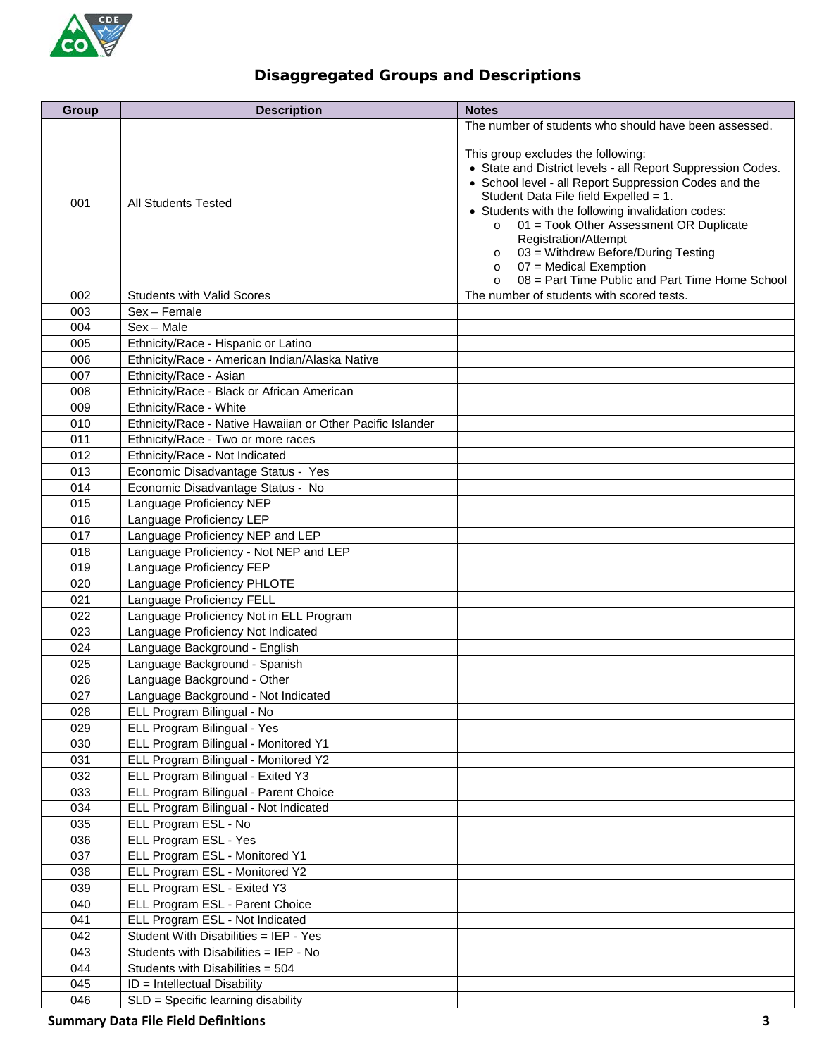# Disaggregated Groups and Descriptions

| Group | Description | Notes |
|---|---|---|
| 001 | All Students Tested | The number of students who should have been assessed.<br><br>This group excludes the following:<br>• State and District levels - all Report Suppression Codes.<br>• School level - all Report Suppression Codes and the Student Data File field Expelled = 1.<br>• Students with the following invalidation codes:<br>o 01 = Took Other Assessment OR Duplicate Registration/Attempt<br>o 03 = Withdrew Before/During Testing<br>o 07 = Medical Exemption<br>o 08 = Part Time Public and Part Time Home School |
| 002 | Students with Valid Scores | The number of students with scored tests. |
| 003 | Sex – Female | |
| 004 | Sex – Male | |
| 005 | Ethnicity/Race - Hispanic or Latino | |
| 006 | Ethnicity/Race - American Indian/Alaska Native | |
| 007 | Ethnicity/Race - Asian | |
| 008 | Ethnicity/Race - Black or African American | |
| 009 | Ethnicity/Race - White | |
| 010 | Ethnicity/Race - Native Hawaiian or Other Pacific Islander | |
| 011 | Ethnicity/Race - Two or more races | |
| 012 | Ethnicity/Race - Not Indicated | |
| 013 | Economic Disadvantage Status - Yes | |
| 014 | Economic Disadvantage Status - No | |
| 015 | Language Proficiency NEP | |
| 016 | Language Proficiency LEP | |
| 017 | Language Proficiency NEP and LEP | |
| 018 | Language Proficiency - Not NEP and LEP | |
| 019 | Language Proficiency FEP | |
| 020 | Language Proficiency PHLOTE | |
| 021 | Language Proficiency FELL | |
| 022 | Language Proficiency Not in ELL Program | |
| 023 | Language Proficiency Not Indicated | |
| 024 | Language Background - English | |
| 025 | Language Background - Spanish | |
| 026 | Language Background - Other | |
| 027 | Language Background - Not Indicated | |
| 028 | ELL Program Bilingual - No | |
| 029 | ELL Program Bilingual - Yes | |
| 030 | ELL Program Bilingual - Monitored Y1 | |
| 031 | ELL Program Bilingual - Monitored Y2 | |
| 032 | ELL Program Bilingual - Exited Y3 | |
| 033 | ELL Program Bilingual - Parent Choice | |
| 034 | ELL Program Bilingual - Not Indicated | |
| 035 | ELL Program ESL - No | |
| 036 | ELL Program ESL - Yes | |
| 037 | ELL Program ESL - Monitored Y1 | |
| 038 | ELL Program ESL - Monitored Y2 | |
| 039 | ELL Program ESL - Exited Y3 | |
| 040 | ELL Program ESL - Parent Choice | |
| 041 | ELL Program ESL - Not Indicated | |
| 042 | Student With Disabilities = IEP - Yes | |
| 043 | Students with Disabilities = IEP - No | |
| 044 | Students with Disabilities = 504 | |
| 045 | ID = Intellectual Disability | |
| 046 | SLD = Specific learning disability | |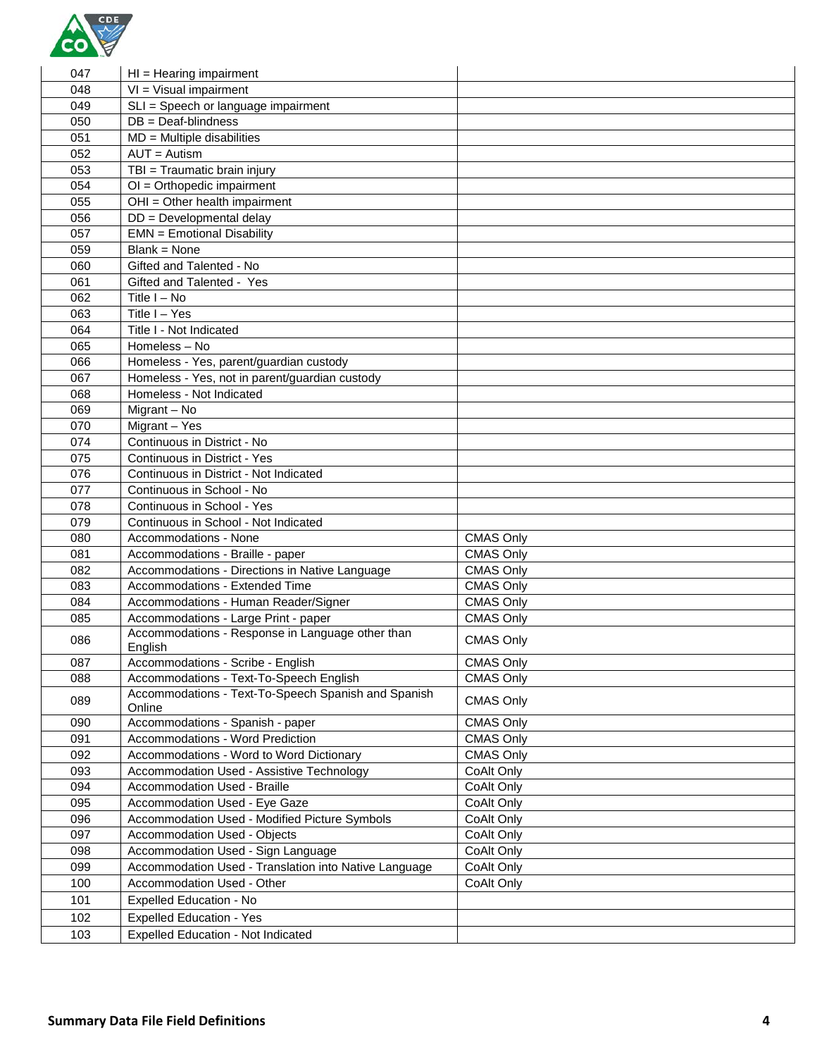| | | |
|---|---|---|
| 047 | HI = Hearing impairment | |
| 048 | VI = Visual impairment | |
| 049 | SLI = Speech or language impairment | |
| 050 | DB = Deaf-blindness | |
| 051 | MD = Multiple disabilities | |
| 052 | AUT = Autism | |
| 053 | TBI = Traumatic brain injury | |
| 054 | OI = Orthopedic impairment | |
| 055 | OHI = Other health impairment | |
| 056 | DD = Developmental delay | |
| 057 | EMN = Emotional Disability | |
| 059 | Blank = None | |
| 060 | Gifted and Talented - No | |
| 061 | Gifted and Talented - Yes | |
| 062 | Title I – No | |
| 063 | Title I – Yes | |
| 064 | Title I - Not Indicated | |
| 065 | Homeless – No | |
| 066 | Homeless - Yes, parent/guardian custody | |
| 067 | Homeless - Yes, not in parent/guardian custody | |
| 068 | Homeless - Not Indicated | |
| 069 | Migrant – No | |
| 070 | Migrant – Yes | |
| 074 | Continuous in District - No | |
| 075 | Continuous in District - Yes | |
| 076 | Continuous in District - Not Indicated | |
| 077 | Continuous in School - No | |
| 078 | Continuous in School - Yes | |
| 079 | Continuous in School - Not Indicated | |
| 080 | Accommodations - None | CMAS Only |
| 081 | Accommodations - Braille - paper | CMAS Only |
| 082 | Accommodations - Directions in Native Language | CMAS Only |
| 083 | Accommodations - Extended Time | CMAS Only |
| 084 | Accommodations - Human Reader/Signer | CMAS Only |
| 085 | Accommodations - Large Print - paper | CMAS Only |
| 086 | Accommodations - Response in Language other than English | CMAS Only |
| 087 | Accommodations - Scribe - English | CMAS Only |
| 088 | Accommodations - Text-To-Speech English | CMAS Only |
| 089 | Accommodations - Text-To-Speech Spanish and Spanish Online | CMAS Only |
| 090 | Accommodations - Spanish - paper | CMAS Only |
| 091 | Accommodations - Word Prediction | CMAS Only |
| 092 | Accommodations - Word to Word Dictionary | CMAS Only |
| 093 | Accommodation Used - Assistive Technology | CoAlt Only |
| 094 | Accommodation Used - Braille | CoAlt Only |
| 095 | Accommodation Used - Eye Gaze | CoAlt Only |
| 096 | Accommodation Used - Modified Picture Symbols | CoAlt Only |
| 097 | Accommodation Used - Objects | CoAlt Only |
| 098 | Accommodation Used - Sign Language | CoAlt Only |
| 099 | Accommodation Used - Translation into Native Language | CoAlt Only |
| 100 | Accommodation Used - Other | CoAlt Only |
| 101 | Expelled Education - No | |
| 102 | Expelled Education - Yes | |
| 103 | Expelled Education - Not Indicated | |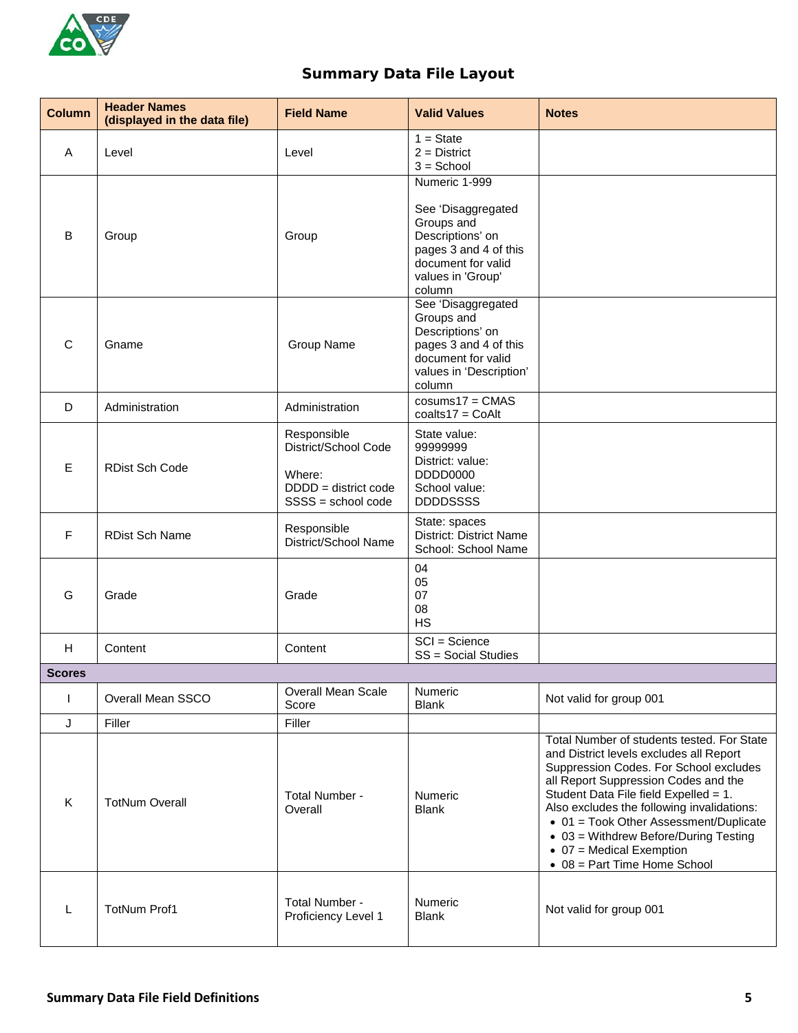# Summary Data File Layout

| Column | Header Names (displayed in the data file) | Field Name | Valid Values | Notes |
|---|---|---|---|---|
| A | Level | Level | 1 = State<br>2 = District<br>3 = School | |
| B | Group | Group | Numeric 1-999<br><br>See 'Disaggregated Groups and Descriptions' on pages 3 and 4 of this document for valid values in 'Group' column | |
| C | Gname | Group Name | See 'Disaggregated Groups and Descriptions' on pages 3 and 4 of this document for valid values in 'Description' column | |
| D | Administration | Administration | cosums17 = CMAS<br>coalts17 = CoAlt | |
| E | RDist Sch Code | Responsible District/School Code<br><br>Where:<br>DDDD = district code<br>SSSS = school code | State value: 99999999<br>District: value: DDDD0000<br>School value: DDDDSSSS | |
| F | RDist Sch Name | Responsible District/School Name | State: spaces<br>District: District Name<br>School: School Name | |
| G | Grade | Grade | 04<br>05<br>07<br>08<br>HS | |
| H | Content | Content | SCI = Science<br>SS = Social Studies | |
| **Scores** | | | | |
| I | Overall Mean SSCO | Overall Mean Scale Score | Numeric<br>Blank | Not valid for group 001 |
| J | Filler | Filler | | |
| K | TotNum Overall | Total Number - Overall | Numeric<br>Blank | Total Number of students tested. For State and District levels excludes all Report Suppression Codes. For School excludes all Report Suppression Codes and the Student Data File field Expelled = 1.<br>Also excludes the following invalidations:<br>• 01 = Took Other Assessment/Duplicate<br>• 03 = Withdrew Before/During Testing<br>• 07 = Medical Exemption<br>• 08 = Part Time Home School |
| L | TotNum Prof1 | Total Number - Proficiency Level 1 | Numeric<br>Blank | Not valid for group 001 |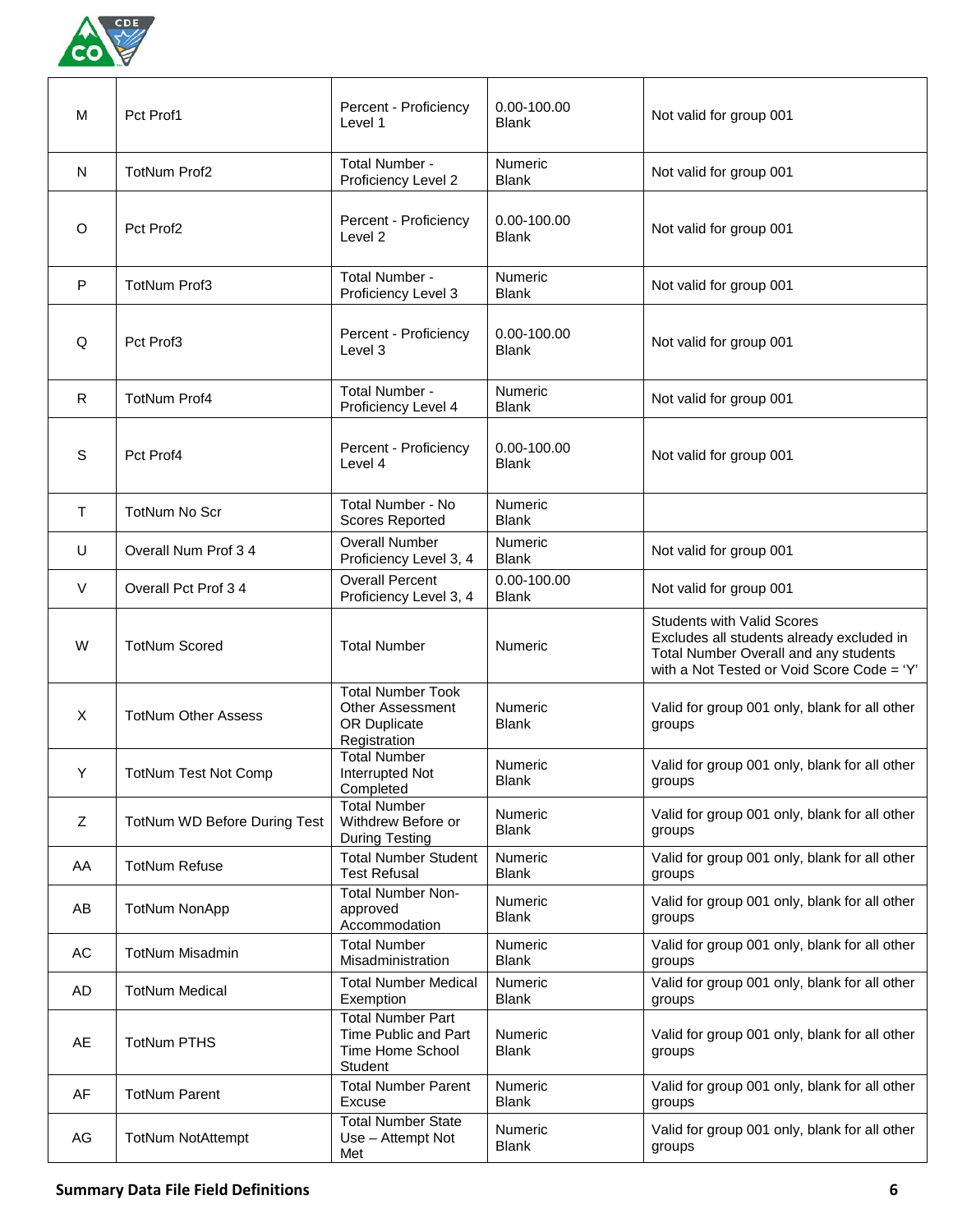| | | | | |
|---|---|---|---|---|
| M | Pct Prof1 | Percent - Proficiency Level 1 | 0.00-100.00<br>Blank | Not valid for group 001 |
| N | TotNum Prof2 | Total Number - Proficiency Level 2 | Numeric<br>Blank | Not valid for group 001 |
| O | Pct Prof2 | Percent - Proficiency Level 2 | 0.00-100.00<br>Blank | Not valid for group 001 |
| P | TotNum Prof3 | Total Number - Proficiency Level 3 | Numeric<br>Blank | Not valid for group 001 |
| Q | Pct Prof3 | Percent - Proficiency Level 3 | 0.00-100.00<br>Blank | Not valid for group 001 |
| R | TotNum Prof4 | Total Number - Proficiency Level 4 | Numeric<br>Blank | Not valid for group 001 |
| S | Pct Prof4 | Percent - Proficiency Level 4 | 0.00-100.00<br>Blank | Not valid for group 001 |
| T | TotNum No Scr | Total Number - No Scores Reported | Numeric<br>Blank | |
| U | Overall Num Prof 3 4 | Overall Number Proficiency Level 3, 4 | Numeric<br>Blank | Not valid for group 001 |
| V | Overall Pct Prof 3 4 | Overall Percent Proficiency Level 3, 4 | 0.00-100.00<br>Blank | Not valid for group 001 |
| W | TotNum Scored | Total Number | Numeric | Students with Valid Scores<br>Excludes all students already excluded in Total Number Overall and any students with a Not Tested or Void Score Code = 'Y' |
| X | TotNum Other Assess | Total Number Took Other Assessment OR Duplicate Registration | Numeric<br>Blank | Valid for group 001 only, blank for all other groups |
| Y | TotNum Test Not Comp | Total Number Interrupted Not Completed | Numeric<br>Blank | Valid for group 001 only, blank for all other groups |
| Z | TotNum WD Before During Test | Total Number Withdrew Before or During Testing | Numeric<br>Blank | Valid for group 001 only, blank for all other groups |
| AA | TotNum Refuse | Total Number Student Test Refusal | Numeric<br>Blank | Valid for group 001 only, blank for all other groups |
| AB | TotNum NonApp | Total Number Non-approved Accommodation | Numeric<br>Blank | Valid for group 001 only, blank for all other groups |
| AC | TotNum Misadmin | Total Number Misadministration | Numeric<br>Blank | Valid for group 001 only, blank for all other groups |
| AD | TotNum Medical | Total Number Medical Exemption | Numeric<br>Blank | Valid for group 001 only, blank for all other groups |
| AE | TotNum PTHS | Total Number Part Time Public and Part Time Home School Student | Numeric<br>Blank | Valid for group 001 only, blank for all other groups |
| AF | TotNum Parent | Total Number Parent Excuse | Numeric<br>Blank | Valid for group 001 only, blank for all other groups |
| AG | TotNum NotAttempt | Total Number State Use – Attempt Not Met | Numeric<br>Blank | Valid for group 001 only, blank for all other groups |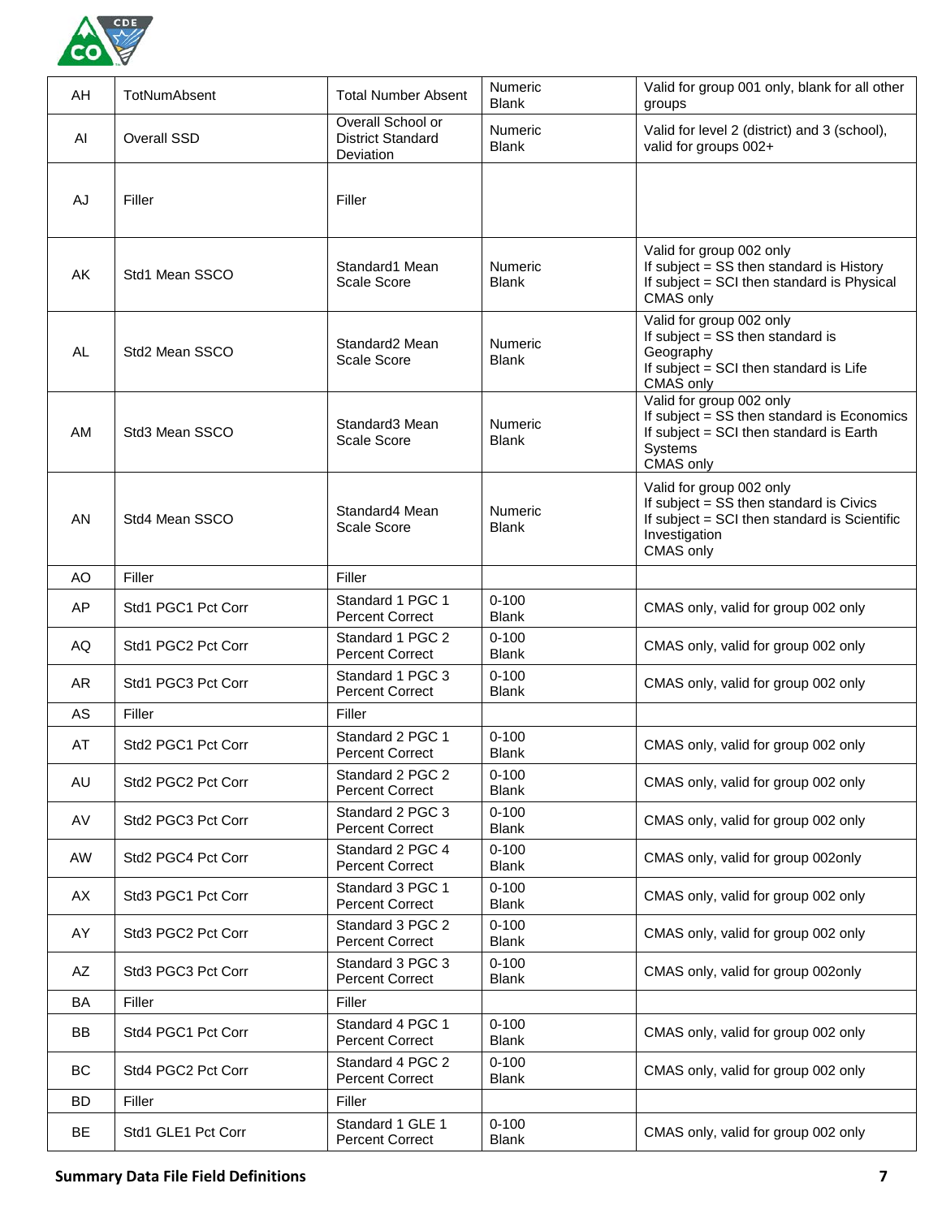| AH | TotNumAbsent | Total Number Absent | Numeric Blank | Valid for group 001 only, blank for all other groups |
|---|---|---|---|---|
| AI | Overall SSD | Overall School or District Standard Deviation | Numeric Blank | Valid for level 2 (district) and 3 (school), valid for groups 002+ |
| AJ | Filler | Filler | | |
| AK | Std1 Mean SSCO | Standard1 Mean Scale Score | Numeric Blank | Valid for group 002 only<br>If subject = SS then standard is History<br>If subject = SCI then standard is Physical<br>CMAS only |
| AL | Std2 Mean SSCO | Standard2 Mean Scale Score | Numeric Blank | Valid for group 002 only<br>If subject = SS then standard is Geography<br>If subject = SCI then standard is Life<br>CMAS only |
| AM | Std3 Mean SSCO | Standard3 Mean Scale Score | Numeric Blank | Valid for group 002 only<br>If subject = SS then standard is Economics<br>If subject = SCI then standard is Earth Systems<br>CMAS only |
| AN | Std4 Mean SSCO | Standard4 Mean Scale Score | Numeric Blank | Valid for group 002 only<br>If subject = SS then standard is Civics<br>If subject = SCI then standard is Scientific Investigation<br>CMAS only |
| AO | Filler | Filler | | |
| AP | Std1 PGC1 Pct Corr | Standard 1 PGC 1 Percent Correct | 0-100 Blank | CMAS only, valid for group 002 only |
| AQ | Std1 PGC2 Pct Corr | Standard 1 PGC 2 Percent Correct | 0-100 Blank | CMAS only, valid for group 002 only |
| AR | Std1 PGC3 Pct Corr | Standard 1 PGC 3 Percent Correct | 0-100 Blank | CMAS only, valid for group 002 only |
| AS | Filler | Filler | | |
| AT | Std2 PGC1 Pct Corr | Standard 2 PGC 1 Percent Correct | 0-100 Blank | CMAS only, valid for group 002 only |
| AU | Std2 PGC2 Pct Corr | Standard 2 PGC 2 Percent Correct | 0-100 Blank | CMAS only, valid for group 002 only |
| AV | Std2 PGC3 Pct Corr | Standard 2 PGC 3 Percent Correct | 0-100 Blank | CMAS only, valid for group 002 only |
| AW | Std2 PGC4 Pct Corr | Standard 2 PGC 4 Percent Correct | 0-100 Blank | CMAS only, valid for group 002only |
| AX | Std3 PGC1 Pct Corr | Standard 3 PGC 1 Percent Correct | 0-100 Blank | CMAS only, valid for group 002 only |
| AY | Std3 PGC2 Pct Corr | Standard 3 PGC 2 Percent Correct | 0-100 Blank | CMAS only, valid for group 002 only |
| AZ | Std3 PGC3 Pct Corr | Standard 3 PGC 3 Percent Correct | 0-100 Blank | CMAS only, valid for group 002only |
| BA | Filler | Filler | | |
| BB | Std4 PGC1 Pct Corr | Standard 4 PGC 1 Percent Correct | 0-100 Blank | CMAS only, valid for group 002 only |
| BC | Std4 PGC2 Pct Corr | Standard 4 PGC 2 Percent Correct | 0-100 Blank | CMAS only, valid for group 002 only |
| BD | Filler | Filler | | |
| BE | Std1 GLE1 Pct Corr | Standard 1 GLE 1 Percent Correct | 0-100 Blank | CMAS only, valid for group 002 only |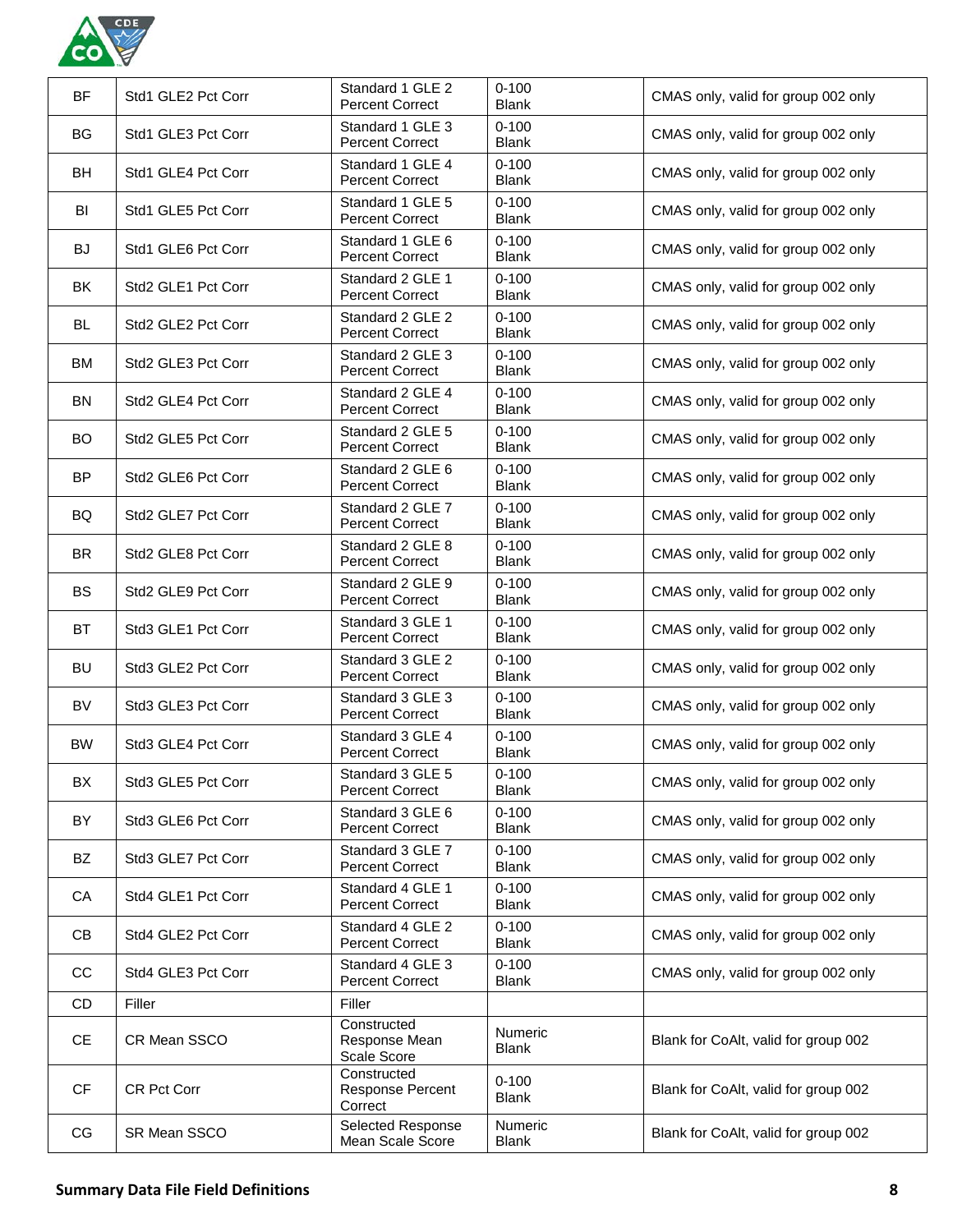| | | | | |
|---|---|---|---|---|
| BF | Std1 GLE2 Pct Corr | Standard 1 GLE 2 Percent Correct | 0-100 Blank | CMAS only, valid for group 002 only |
| BG | Std1 GLE3 Pct Corr | Standard 1 GLE 3 Percent Correct | 0-100 Blank | CMAS only, valid for group 002 only |
| BH | Std1 GLE4 Pct Corr | Standard 1 GLE 4 Percent Correct | 0-100 Blank | CMAS only, valid for group 002 only |
| BI | Std1 GLE5 Pct Corr | Standard 1 GLE 5 Percent Correct | 0-100 Blank | CMAS only, valid for group 002 only |
| BJ | Std1 GLE6 Pct Corr | Standard 1 GLE 6 Percent Correct | 0-100 Blank | CMAS only, valid for group 002 only |
| BK | Std2 GLE1 Pct Corr | Standard 2 GLE 1 Percent Correct | 0-100 Blank | CMAS only, valid for group 002 only |
| BL | Std2 GLE2 Pct Corr | Standard 2 GLE 2 Percent Correct | 0-100 Blank | CMAS only, valid for group 002 only |
| BM | Std2 GLE3 Pct Corr | Standard 2 GLE 3 Percent Correct | 0-100 Blank | CMAS only, valid for group 002 only |
| BN | Std2 GLE4 Pct Corr | Standard 2 GLE 4 Percent Correct | 0-100 Blank | CMAS only, valid for group 002 only |
| BO | Std2 GLE5 Pct Corr | Standard 2 GLE 5 Percent Correct | 0-100 Blank | CMAS only, valid for group 002 only |
| BP | Std2 GLE6 Pct Corr | Standard 2 GLE 6 Percent Correct | 0-100 Blank | CMAS only, valid for group 002 only |
| BQ | Std2 GLE7 Pct Corr | Standard 2 GLE 7 Percent Correct | 0-100 Blank | CMAS only, valid for group 002 only |
| BR | Std2 GLE8 Pct Corr | Standard 2 GLE 8 Percent Correct | 0-100 Blank | CMAS only, valid for group 002 only |
| BS | Std2 GLE9 Pct Corr | Standard 2 GLE 9 Percent Correct | 0-100 Blank | CMAS only, valid for group 002 only |
| BT | Std3 GLE1 Pct Corr | Standard 3 GLE 1 Percent Correct | 0-100 Blank | CMAS only, valid for group 002 only |
| BU | Std3 GLE2 Pct Corr | Standard 3 GLE 2 Percent Correct | 0-100 Blank | CMAS only, valid for group 002 only |
| BV | Std3 GLE3 Pct Corr | Standard 3 GLE 3 Percent Correct | 0-100 Blank | CMAS only, valid for group 002 only |
| BW | Std3 GLE4 Pct Corr | Standard 3 GLE 4 Percent Correct | 0-100 Blank | CMAS only, valid for group 002 only |
| BX | Std3 GLE5 Pct Corr | Standard 3 GLE 5 Percent Correct | 0-100 Blank | CMAS only, valid for group 002 only |
| BY | Std3 GLE6 Pct Corr | Standard 3 GLE 6 Percent Correct | 0-100 Blank | CMAS only, valid for group 002 only |
| BZ | Std3 GLE7 Pct Corr | Standard 3 GLE 7 Percent Correct | 0-100 Blank | CMAS only, valid for group 002 only |
| CA | Std4 GLE1 Pct Corr | Standard 4 GLE 1 Percent Correct | 0-100 Blank | CMAS only, valid for group 002 only |
| CB | Std4 GLE2 Pct Corr | Standard 4 GLE 2 Percent Correct | 0-100 Blank | CMAS only, valid for group 002 only |
| CC | Std4 GLE3 Pct Corr | Standard 4 GLE 3 Percent Correct | 0-100 Blank | CMAS only, valid for group 002 only |
| CD | Filler | Filler | | |
| CE | CR Mean SSCO | Constructed Response Mean Scale Score | Numeric Blank | Blank for CoAlt, valid for group 002 |
| CF | CR Pct Corr | Constructed Response Percent Correct | 0-100 Blank | Blank for CoAlt, valid for group 002 |
| CG | SR Mean SSCO | Selected Response Mean Scale Score | Numeric Blank | Blank for CoAlt, valid for group 002 |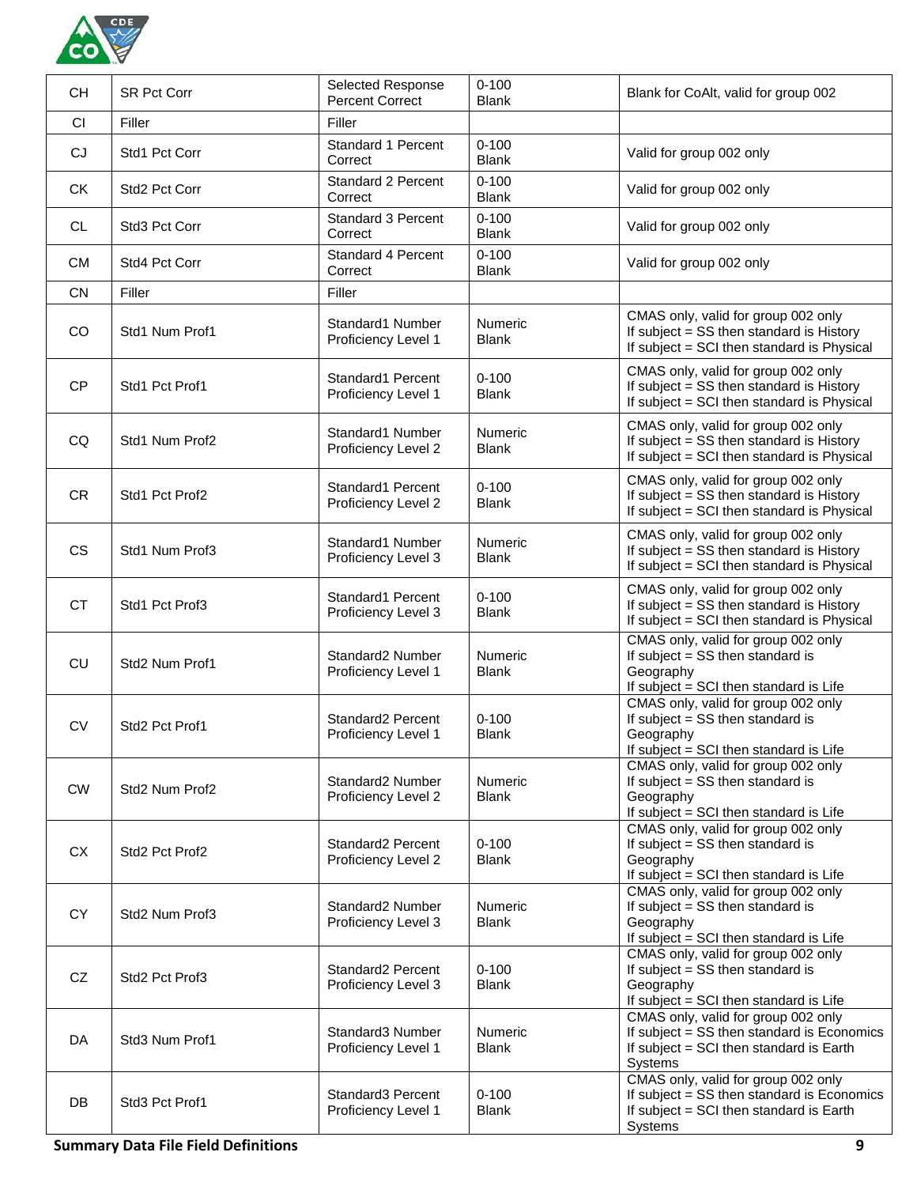| CH | SR Pct Corr | Selected Response Percent Correct | 0-100<br>Blank | Blank for CoAlt, valid for group 002 |
|---|---|---|---|---|
| CI | Filler | Filler | | |
| CJ | Std1 Pct Corr | Standard 1 Percent Correct | 0-100<br>Blank | Valid for group 002 only |
| CK | Std2 Pct Corr | Standard 2 Percent Correct | 0-100<br>Blank | Valid for group 002 only |
| CL | Std3 Pct Corr | Standard 3 Percent Correct | 0-100<br>Blank | Valid for group 002 only |
| CM | Std4 Pct Corr | Standard 4 Percent Correct | 0-100<br>Blank | Valid for group 002 only |
| CN | Filler | Filler | | |
| CO | Std1 Num Prof1 | Standard1 Number Proficiency Level 1 | Numeric<br>Blank | CMAS only, valid for group 002 only<br>If subject = SS then standard is History<br>If subject = SCI then standard is Physical |
| CP | Std1 Pct Prof1 | Standard1 Percent Proficiency Level 1 | 0-100<br>Blank | CMAS only, valid for group 002 only<br>If subject = SS then standard is History<br>If subject = SCI then standard is Physical |
| CQ | Std1 Num Prof2 | Standard1 Number Proficiency Level 2 | Numeric<br>Blank | CMAS only, valid for group 002 only<br>If subject = SS then standard is History<br>If subject = SCI then standard is Physical |
| CR | Std1 Pct Prof2 | Standard1 Percent Proficiency Level 2 | 0-100<br>Blank | CMAS only, valid for group 002 only<br>If subject = SS then standard is History<br>If subject = SCI then standard is Physical |
| CS | Std1 Num Prof3 | Standard1 Number Proficiency Level 3 | Numeric<br>Blank | CMAS only, valid for group 002 only<br>If subject = SS then standard is History<br>If subject = SCI then standard is Physical |
| CT | Std1 Pct Prof3 | Standard1 Percent Proficiency Level 3 | 0-100<br>Blank | CMAS only, valid for group 002 only<br>If subject = SS then standard is History<br>If subject = SCI then standard is Physical |
| CU | Std2 Num Prof1 | Standard2 Number Proficiency Level 1 | Numeric<br>Blank | CMAS only, valid for group 002 only<br>If subject = SS then standard is Geography<br>If subject = SCI then standard is Life |
| CV | Std2 Pct Prof1 | Standard2 Percent Proficiency Level 1 | 0-100<br>Blank | CMAS only, valid for group 002 only<br>If subject = SS then standard is Geography<br>If subject = SCI then standard is Life |
| CW | Std2 Num Prof2 | Standard2 Number Proficiency Level 2 | Numeric<br>Blank | CMAS only, valid for group 002 only<br>If subject = SS then standard is Geography<br>If subject = SCI then standard is Life |
| CX | Std2 Pct Prof2 | Standard2 Percent Proficiency Level 2 | 0-100<br>Blank | CMAS only, valid for group 002 only<br>If subject = SS then standard is Geography<br>If subject = SCI then standard is Life |
| CY | Std2 Num Prof3 | Standard2 Number Proficiency Level 3 | Numeric<br>Blank | CMAS only, valid for group 002 only<br>If subject = SS then standard is Geography<br>If subject = SCI then standard is Life |
| CZ | Std2 Pct Prof3 | Standard2 Percent Proficiency Level 3 | 0-100<br>Blank | CMAS only, valid for group 002 only<br>If subject = SS then standard is Geography<br>If subject = SCI then standard is Life |
| DA | Std3 Num Prof1 | Standard3 Number Proficiency Level 1 | Numeric<br>Blank | CMAS only, valid for group 002 only<br>If subject = SS then standard is Economics<br>If subject = SCI then standard is Earth Systems |
| DB | Std3 Pct Prof1 | Standard3 Percent Proficiency Level 1 | 0-100<br>Blank | CMAS only, valid for group 002 only<br>If subject = SS then standard is Economics<br>If subject = SCI then standard is Earth Systems |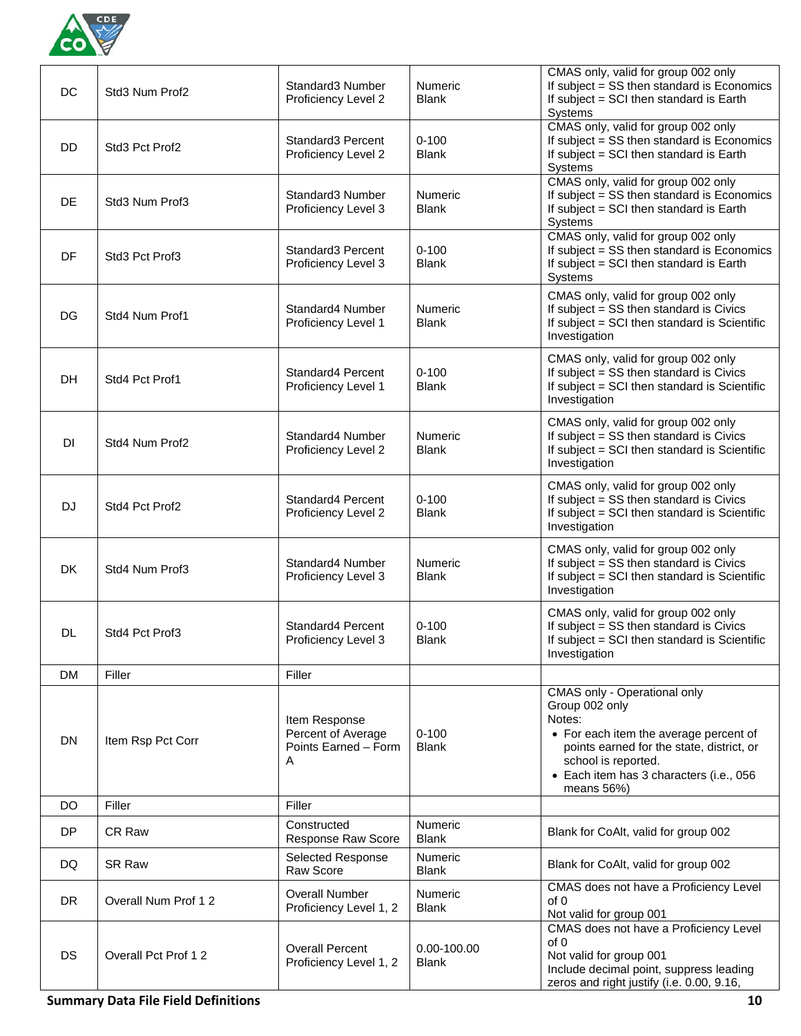| DC | Std3 Num Prof2 | Standard3 Number Proficiency Level 2 | Numeric<br>Blank | CMAS only, valid for group 002 only<br>If subject = SS then standard is Economics<br>If subject = SCI then standard is Earth Systems |
|---|---|---|---|---|
| DD | Std3 Pct Prof2 | Standard3 Percent Proficiency Level 2 | 0-100<br>Blank | CMAS only, valid for group 002 only<br>If subject = SS then standard is Economics<br>If subject = SCI then standard is Earth Systems |
| DE | Std3 Num Prof3 | Standard3 Number Proficiency Level 3 | Numeric<br>Blank | CMAS only, valid for group 002 only<br>If subject = SS then standard is Economics<br>If subject = SCI then standard is Earth Systems |
| DF | Std3 Pct Prof3 | Standard3 Percent Proficiency Level 3 | 0-100<br>Blank | CMAS only, valid for group 002 only<br>If subject = SS then standard is Economics<br>If subject = SCI then standard is Earth Systems |
| DG | Std4 Num Prof1 | Standard4 Number Proficiency Level 1 | Numeric<br>Blank | CMAS only, valid for group 002 only<br>If subject = SS then standard is Civics<br>If subject = SCI then standard is Scientific Investigation |
| DH | Std4 Pct Prof1 | Standard4 Percent Proficiency Level 1 | 0-100<br>Blank | CMAS only, valid for group 002 only<br>If subject = SS then standard is Civics<br>If subject = SCI then standard is Scientific Investigation |
| DI | Std4 Num Prof2 | Standard4 Number Proficiency Level 2 | Numeric<br>Blank | CMAS only, valid for group 002 only<br>If subject = SS then standard is Civics<br>If subject = SCI then standard is Scientific Investigation |
| DJ | Std4 Pct Prof2 | Standard4 Percent Proficiency Level 2 | 0-100<br>Blank | CMAS only, valid for group 002 only<br>If subject = SS then standard is Civics<br>If subject = SCI then standard is Scientific Investigation |
| DK | Std4 Num Prof3 | Standard4 Number Proficiency Level 3 | Numeric<br>Blank | CMAS only, valid for group 002 only<br>If subject = SS then standard is Civics<br>If subject = SCI then standard is Scientific Investigation |
| DL | Std4 Pct Prof3 | Standard4 Percent Proficiency Level 3 | 0-100<br>Blank | CMAS only, valid for group 002 only<br>If subject = SS then standard is Civics<br>If subject = SCI then standard is Scientific Investigation |
| DM | Filler | Filler | | |
| DN | Item Rsp Pct Corr | Item Response Percent of Average Points Earned – Form A | 0-100<br>Blank | CMAS only - Operational only<br>Group 002 only<br>Notes:<br>• For each item the average percent of points earned for the state, district, or school is reported.<br>• Each item has 3 characters (i.e., 056 means 56%) |
| DO | Filler | Filler | | |
| DP | CR Raw | Constructed Response Raw Score | Numeric<br>Blank | Blank for CoAlt, valid for group 002 |
| DQ | SR Raw | Selected Response Raw Score | Numeric<br>Blank | Blank for CoAlt, valid for group 002 |
| DR | Overall Num Prof 1 2 | Overall Number Proficiency Level 1, 2 | Numeric<br>Blank | CMAS does not have a Proficiency Level of 0<br>Not valid for group 001 |
| DS | Overall Pct Prof 1 2 | Overall Percent Proficiency Level 1, 2 | 0.00-100.00<br>Blank | CMAS does not have a Proficiency Level of 0<br>Not valid for group 001<br>Include decimal point, suppress leading zeros and right justify (i.e. 0.00, 9.16, |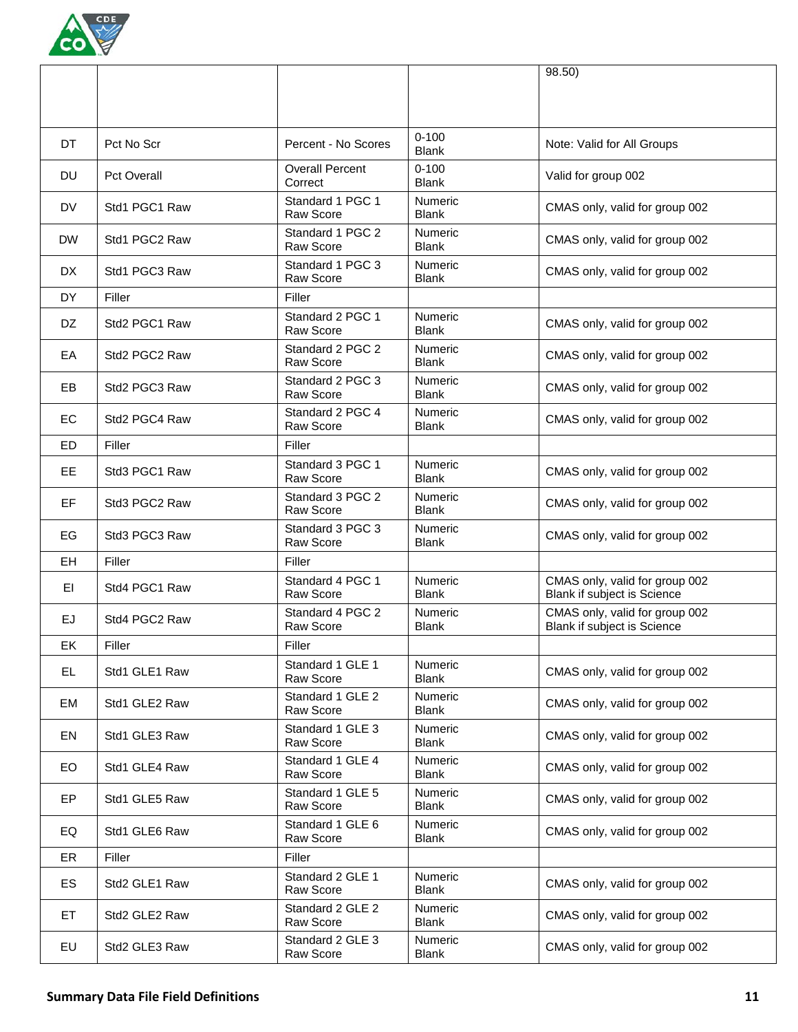| | | | | 98.50) |
|---|---|---|---|---|
| DT | Pct No Scr | Percent - No Scores | 0-100<br>Blank | Note: Valid for All Groups |
| DU | Pct Overall | Overall Percent Correct | 0-100<br>Blank | Valid for group 002 |
| DV | Std1 PGC1 Raw | Standard 1 PGC 1 Raw Score | Numeric<br>Blank | CMAS only, valid for group 002 |
| DW | Std1 PGC2 Raw | Standard 1 PGC 2 Raw Score | Numeric<br>Blank | CMAS only, valid for group 002 |
| DX | Std1 PGC3 Raw | Standard 1 PGC 3 Raw Score | Numeric<br>Blank | CMAS only, valid for group 002 |
| DY | Filler | Filler | | |
| DZ | Std2 PGC1 Raw | Standard 2 PGC 1 Raw Score | Numeric<br>Blank | CMAS only, valid for group 002 |
| EA | Std2 PGC2 Raw | Standard 2 PGC 2 Raw Score | Numeric<br>Blank | CMAS only, valid for group 002 |
| EB | Std2 PGC3 Raw | Standard 2 PGC 3 Raw Score | Numeric<br>Blank | CMAS only, valid for group 002 |
| EC | Std2 PGC4 Raw | Standard 2 PGC 4 Raw Score | Numeric<br>Blank | CMAS only, valid for group 002 |
| ED | Filler | Filler | | |
| EE | Std3 PGC1 Raw | Standard 3 PGC 1 Raw Score | Numeric<br>Blank | CMAS only, valid for group 002 |
| EF | Std3 PGC2 Raw | Standard 3 PGC 2 Raw Score | Numeric<br>Blank | CMAS only, valid for group 002 |
| EG | Std3 PGC3 Raw | Standard 3 PGC 3 Raw Score | Numeric<br>Blank | CMAS only, valid for group 002 |
| EH | Filler | Filler | | |
| EI | Std4 PGC1 Raw | Standard 4 PGC 1 Raw Score | Numeric<br>Blank | CMAS only, valid for group 002<br>Blank if subject is Science |
| EJ | Std4 PGC2 Raw | Standard 4 PGC 2 Raw Score | Numeric<br>Blank | CMAS only, valid for group 002<br>Blank if subject is Science |
| EK | Filler | Filler | | |
| EL | Std1 GLE1 Raw | Standard 1 GLE 1 Raw Score | Numeric<br>Blank | CMAS only, valid for group 002 |
| EM | Std1 GLE2 Raw | Standard 1 GLE 2 Raw Score | Numeric<br>Blank | CMAS only, valid for group 002 |
| EN | Std1 GLE3 Raw | Standard 1 GLE 3 Raw Score | Numeric<br>Blank | CMAS only, valid for group 002 |
| EO | Std1 GLE4 Raw | Standard 1 GLE 4 Raw Score | Numeric<br>Blank | CMAS only, valid for group 002 |
| EP | Std1 GLE5 Raw | Standard 1 GLE 5 Raw Score | Numeric<br>Blank | CMAS only, valid for group 002 |
| EQ | Std1 GLE6 Raw | Standard 1 GLE 6 Raw Score | Numeric<br>Blank | CMAS only, valid for group 002 |
| ER | Filler | Filler | | |
| ES | Std2 GLE1 Raw | Standard 2 GLE 1 Raw Score | Numeric<br>Blank | CMAS only, valid for group 002 |
| ET | Std2 GLE2 Raw | Standard 2 GLE 2 Raw Score | Numeric<br>Blank | CMAS only, valid for group 002 |
| EU | Std2 GLE3 Raw | Standard 2 GLE 3 Raw Score | Numeric<br>Blank | CMAS only, valid for group 002 |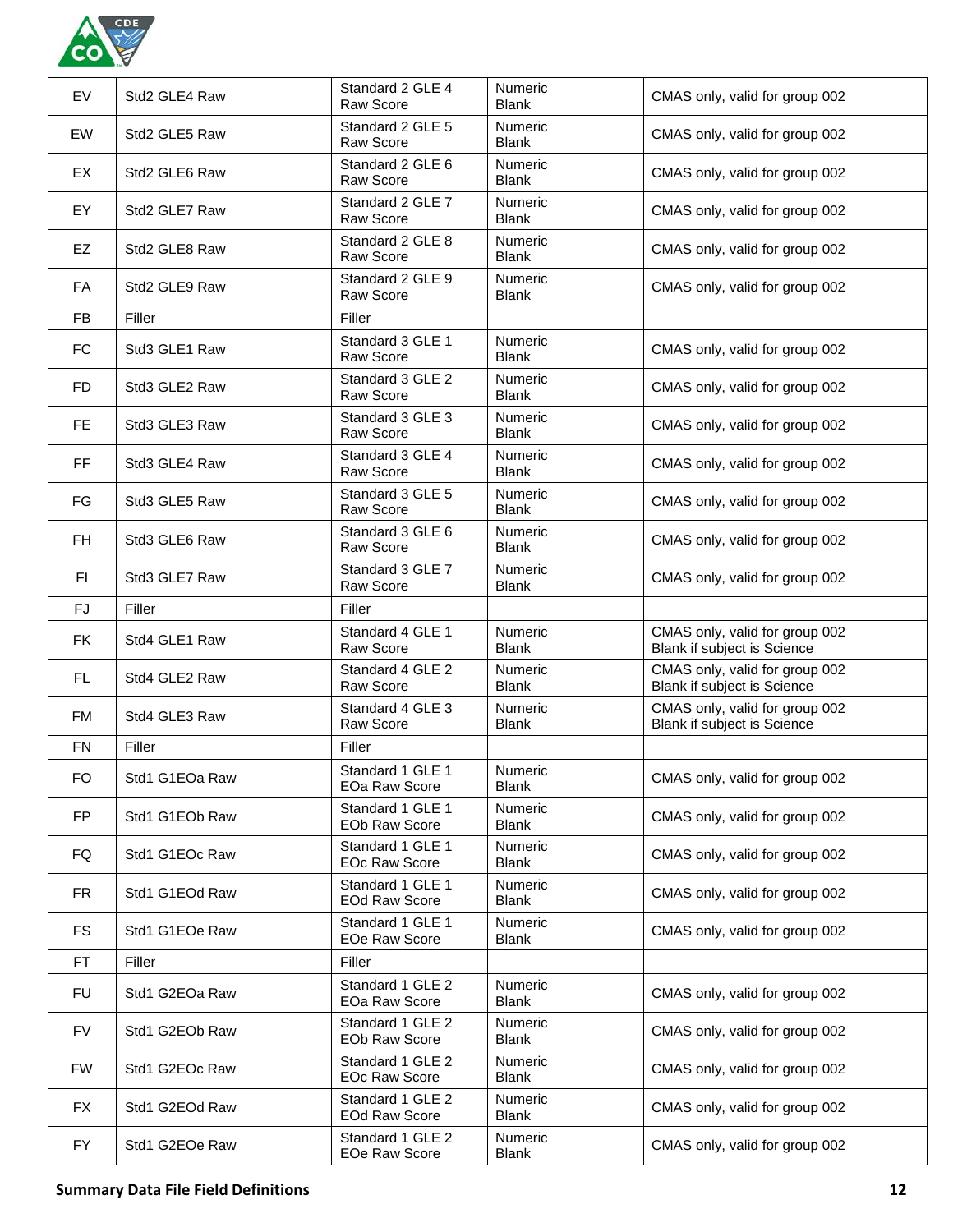| | | | | |
|---|---|---|---|---|
| EV | Std2 GLE4 Raw | Standard 2 GLE 4 Raw Score | Numeric Blank | CMAS only, valid for group 002 |
| EW | Std2 GLE5 Raw | Standard 2 GLE 5 Raw Score | Numeric Blank | CMAS only, valid for group 002 |
| EX | Std2 GLE6 Raw | Standard 2 GLE 6 Raw Score | Numeric Blank | CMAS only, valid for group 002 |
| EY | Std2 GLE7 Raw | Standard 2 GLE 7 Raw Score | Numeric Blank | CMAS only, valid for group 002 |
| EZ | Std2 GLE8 Raw | Standard 2 GLE 8 Raw Score | Numeric Blank | CMAS only, valid for group 002 |
| FA | Std2 GLE9 Raw | Standard 2 GLE 9 Raw Score | Numeric Blank | CMAS only, valid for group 002 |
| FB | Filler | Filler | | |
| FC | Std3 GLE1 Raw | Standard 3 GLE 1 Raw Score | Numeric Blank | CMAS only, valid for group 002 |
| FD | Std3 GLE2 Raw | Standard 3 GLE 2 Raw Score | Numeric Blank | CMAS only, valid for group 002 |
| FE | Std3 GLE3 Raw | Standard 3 GLE 3 Raw Score | Numeric Blank | CMAS only, valid for group 002 |
| FF | Std3 GLE4 Raw | Standard 3 GLE 4 Raw Score | Numeric Blank | CMAS only, valid for group 002 |
| FG | Std3 GLE5 Raw | Standard 3 GLE 5 Raw Score | Numeric Blank | CMAS only, valid for group 002 |
| FH | Std3 GLE6 Raw | Standard 3 GLE 6 Raw Score | Numeric Blank | CMAS only, valid for group 002 |
| FI | Std3 GLE7 Raw | Standard 3 GLE 7 Raw Score | Numeric Blank | CMAS only, valid for group 002 |
| FJ | Filler | Filler | | |
| FK | Std4 GLE1 Raw | Standard 4 GLE 1 Raw Score | Numeric Blank | CMAS only, valid for group 002 Blank if subject is Science |
| FL | Std4 GLE2 Raw | Standard 4 GLE 2 Raw Score | Numeric Blank | CMAS only, valid for group 002 Blank if subject is Science |
| FM | Std4 GLE3 Raw | Standard 4 GLE 3 Raw Score | Numeric Blank | CMAS only, valid for group 002 Blank if subject is Science |
| FN | Filler | Filler | | |
| FO | Std1 G1EOa Raw | Standard 1 GLE 1 EOa Raw Score | Numeric Blank | CMAS only, valid for group 002 |
| FP | Std1 G1EOb Raw | Standard 1 GLE 1 EOb Raw Score | Numeric Blank | CMAS only, valid for group 002 |
| FQ | Std1 G1EOc Raw | Standard 1 GLE 1 EOc Raw Score | Numeric Blank | CMAS only, valid for group 002 |
| FR | Std1 G1EOd Raw | Standard 1 GLE 1 EOd Raw Score | Numeric Blank | CMAS only, valid for group 002 |
| FS | Std1 G1EOe Raw | Standard 1 GLE 1 EOe Raw Score | Numeric Blank | CMAS only, valid for group 002 |
| FT | Filler | Filler | | |
| FU | Std1 G2EOa Raw | Standard 1 GLE 2 EOa Raw Score | Numeric Blank | CMAS only, valid for group 002 |
| FV | Std1 G2EOb Raw | Standard 1 GLE 2 EOb Raw Score | Numeric Blank | CMAS only, valid for group 002 |
| FW | Std1 G2EOc Raw | Standard 1 GLE 2 EOc Raw Score | Numeric Blank | CMAS only, valid for group 002 |
| FX | Std1 G2EOd Raw | Standard 1 GLE 2 EOd Raw Score | Numeric Blank | CMAS only, valid for group 002 |
| FY | Std1 G2EOe Raw | Standard 1 GLE 2 EOe Raw Score | Numeric Blank | CMAS only, valid for group 002 |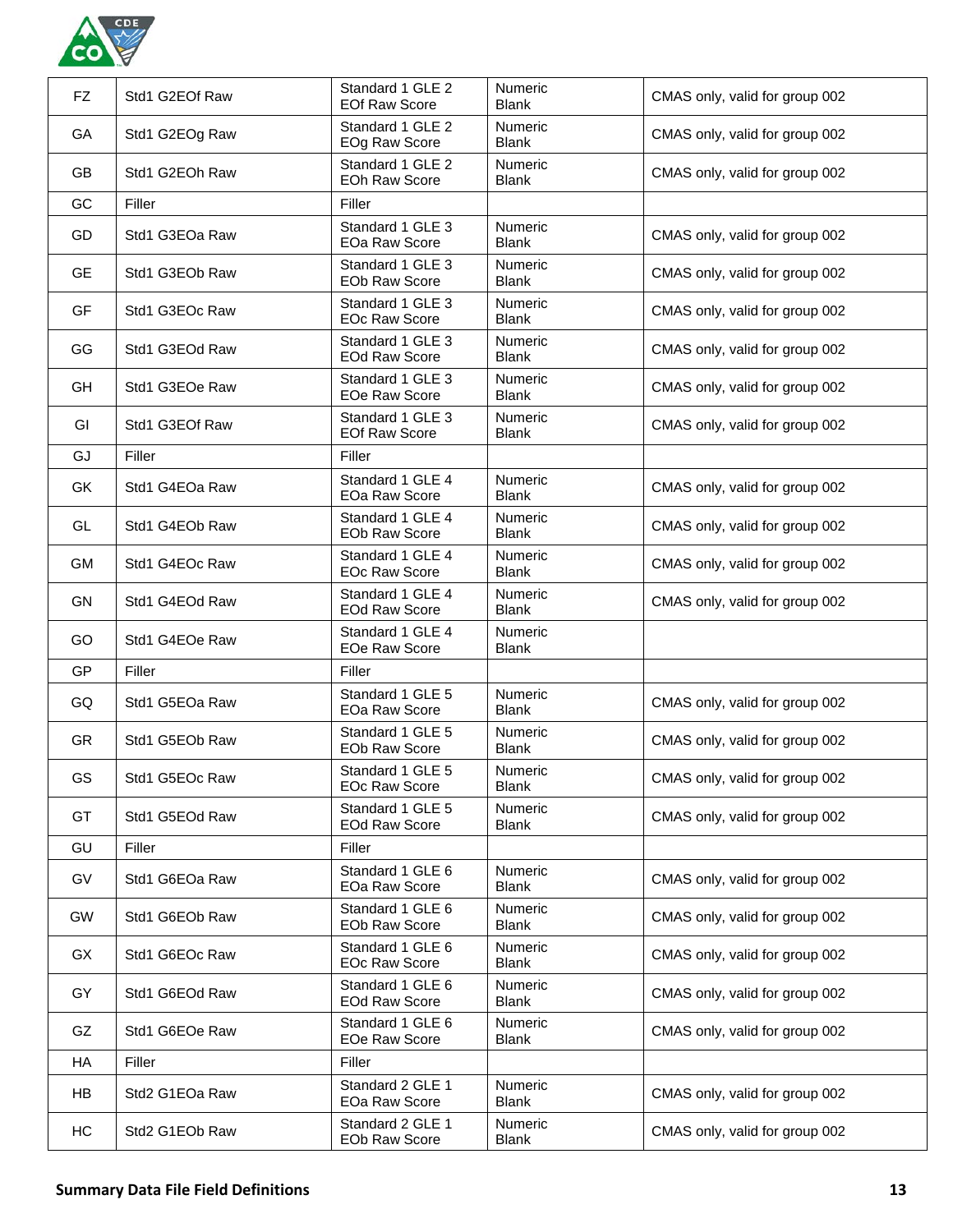| | | | | |
|---|---|---|---|---|
| FZ | Std1 G2EOf Raw | Standard 1 GLE 2 EOf Raw Score | Numeric Blank | CMAS only, valid for group 002 |
| GA | Std1 G2EOg Raw | Standard 1 GLE 2 EOg Raw Score | Numeric Blank | CMAS only, valid for group 002 |
| GB | Std1 G2EOh Raw | Standard 1 GLE 2 EOh Raw Score | Numeric Blank | CMAS only, valid for group 002 |
| GC | Filler | Filler | | |
| GD | Std1 G3EOa Raw | Standard 1 GLE 3 EOa Raw Score | Numeric Blank | CMAS only, valid for group 002 |
| GE | Std1 G3EOb Raw | Standard 1 GLE 3 EOb Raw Score | Numeric Blank | CMAS only, valid for group 002 |
| GF | Std1 G3EOc Raw | Standard 1 GLE 3 EOc Raw Score | Numeric Blank | CMAS only, valid for group 002 |
| GG | Std1 G3EOd Raw | Standard 1 GLE 3 EOd Raw Score | Numeric Blank | CMAS only, valid for group 002 |
| GH | Std1 G3EOe Raw | Standard 1 GLE 3 EOe Raw Score | Numeric Blank | CMAS only, valid for group 002 |
| GI | Std1 G3EOf Raw | Standard 1 GLE 3 EOf Raw Score | Numeric Blank | CMAS only, valid for group 002 |
| GJ | Filler | Filler | | |
| GK | Std1 G4EOa Raw | Standard 1 GLE 4 EOa Raw Score | Numeric Blank | CMAS only, valid for group 002 |
| GL | Std1 G4EOb Raw | Standard 1 GLE 4 EOb Raw Score | Numeric Blank | CMAS only, valid for group 002 |
| GM | Std1 G4EOc Raw | Standard 1 GLE 4 EOc Raw Score | Numeric Blank | CMAS only, valid for group 002 |
| GN | Std1 G4EOd Raw | Standard 1 GLE 4 EOd Raw Score | Numeric Blank | CMAS only, valid for group 002 |
| GO | Std1 G4EOe Raw | Standard 1 GLE 4 EOe Raw Score | Numeric Blank | |
| GP | Filler | Filler | | |
| GQ | Std1 G5EOa Raw | Standard 1 GLE 5 EOa Raw Score | Numeric Blank | CMAS only, valid for group 002 |
| GR | Std1 G5EOb Raw | Standard 1 GLE 5 EOb Raw Score | Numeric Blank | CMAS only, valid for group 002 |
| GS | Std1 G5EOc Raw | Standard 1 GLE 5 EOc Raw Score | Numeric Blank | CMAS only, valid for group 002 |
| GT | Std1 G5EOd Raw | Standard 1 GLE 5 EOd Raw Score | Numeric Blank | CMAS only, valid for group 002 |
| GU | Filler | Filler | | |
| GV | Std1 G6EOa Raw | Standard 1 GLE 6 EOa Raw Score | Numeric Blank | CMAS only, valid for group 002 |
| GW | Std1 G6EOb Raw | Standard 1 GLE 6 EOb Raw Score | Numeric Blank | CMAS only, valid for group 002 |
| GX | Std1 G6EOc Raw | Standard 1 GLE 6 EOc Raw Score | Numeric Blank | CMAS only, valid for group 002 |
| GY | Std1 G6EOd Raw | Standard 1 GLE 6 EOd Raw Score | Numeric Blank | CMAS only, valid for group 002 |
| GZ | Std1 G6EOe Raw | Standard 1 GLE 6 EOe Raw Score | Numeric Blank | CMAS only, valid for group 002 |
| HA | Filler | Filler | | |
| HB | Std2 G1EOa Raw | Standard 2 GLE 1 EOa Raw Score | Numeric Blank | CMAS only, valid for group 002 |
| HC | Std2 G1EOb Raw | Standard 2 GLE 1 EOb Raw Score | Numeric Blank | CMAS only, valid for group 002 |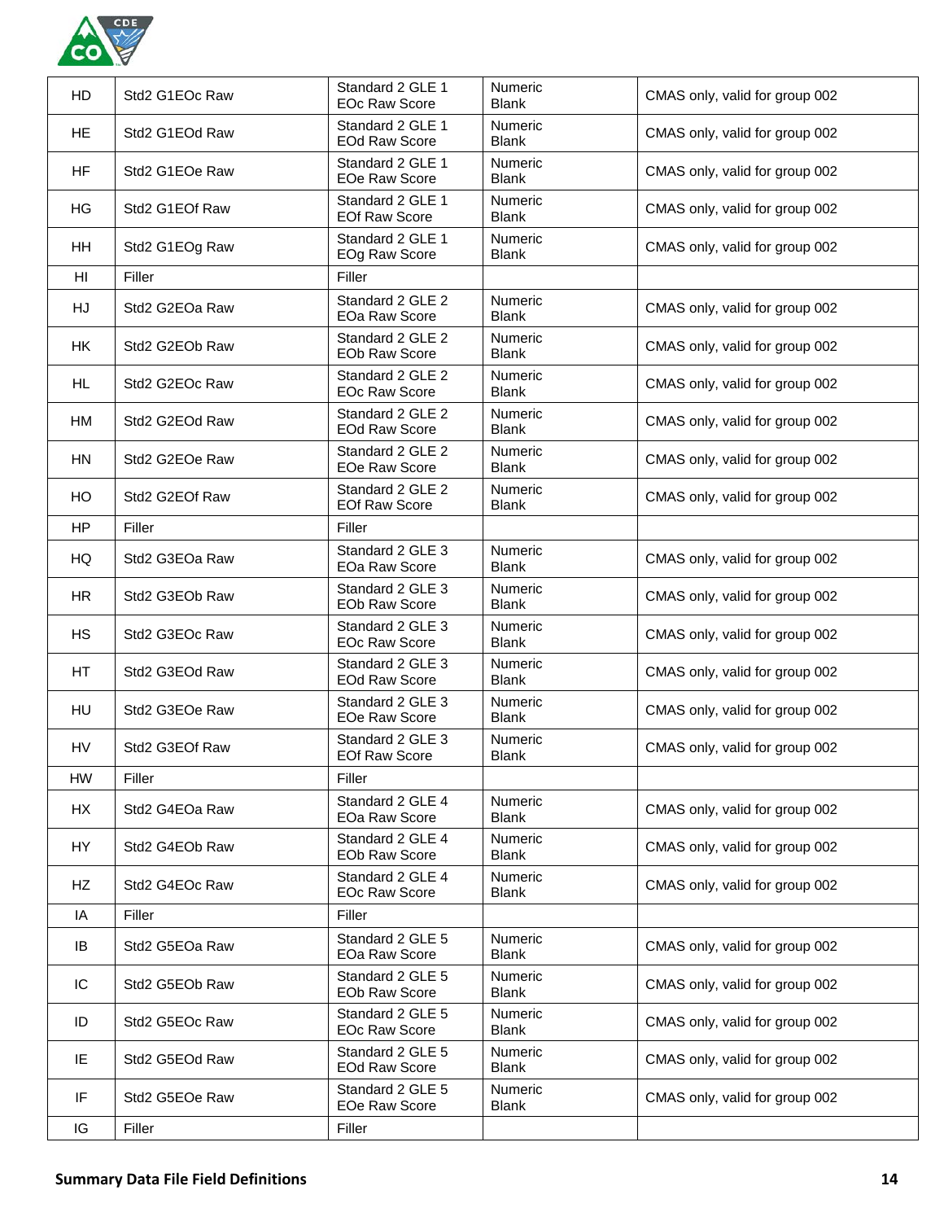| HD | Std2 G1EOc Raw | Standard 2 GLE 1 EOc Raw Score | Numeric Blank | CMAS only, valid for group 002 |
|---|---|---|---|---|
| HE | Std2 G1EOd Raw | Standard 2 GLE 1 EOd Raw Score | Numeric Blank | CMAS only, valid for group 002 |
| HF | Std2 G1EOe Raw | Standard 2 GLE 1 EOe Raw Score | Numeric Blank | CMAS only, valid for group 002 |
| HG | Std2 G1EOf Raw | Standard 2 GLE 1 EOf Raw Score | Numeric Blank | CMAS only, valid for group 002 |
| HH | Std2 G1EOg Raw | Standard 2 GLE 1 EOg Raw Score | Numeric Blank | CMAS only, valid for group 002 |
| HI | Filler | Filler | | |
| HJ | Std2 G2EOa Raw | Standard 2 GLE 2 EOa Raw Score | Numeric Blank | CMAS only, valid for group 002 |
| HK | Std2 G2EOb Raw | Standard 2 GLE 2 EOb Raw Score | Numeric Blank | CMAS only, valid for group 002 |
| HL | Std2 G2EOc Raw | Standard 2 GLE 2 EOc Raw Score | Numeric Blank | CMAS only, valid for group 002 |
| HM | Std2 G2EOd Raw | Standard 2 GLE 2 EOd Raw Score | Numeric Blank | CMAS only, valid for group 002 |
| HN | Std2 G2EOe Raw | Standard 2 GLE 2 EOe Raw Score | Numeric Blank | CMAS only, valid for group 002 |
| HO | Std2 G2EOf Raw | Standard 2 GLE 2 EOf Raw Score | Numeric Blank | CMAS only, valid for group 002 |
| HP | Filler | Filler | | |
| HQ | Std2 G3EOa Raw | Standard 2 GLE 3 EOa Raw Score | Numeric Blank | CMAS only, valid for group 002 |
| HR | Std2 G3EOb Raw | Standard 2 GLE 3 EOb Raw Score | Numeric Blank | CMAS only, valid for group 002 |
| HS | Std2 G3EOc Raw | Standard 2 GLE 3 EOc Raw Score | Numeric Blank | CMAS only, valid for group 002 |
| HT | Std2 G3EOd Raw | Standard 2 GLE 3 EOd Raw Score | Numeric Blank | CMAS only, valid for group 002 |
| HU | Std2 G3EOe Raw | Standard 2 GLE 3 EOe Raw Score | Numeric Blank | CMAS only, valid for group 002 |
| HV | Std2 G3EOf Raw | Standard 2 GLE 3 EOf Raw Score | Numeric Blank | CMAS only, valid for group 002 |
| HW | Filler | Filler | | |
| HX | Std2 G4EOa Raw | Standard 2 GLE 4 EOa Raw Score | Numeric Blank | CMAS only, valid for group 002 |
| HY | Std2 G4EOb Raw | Standard 2 GLE 4 EOb Raw Score | Numeric Blank | CMAS only, valid for group 002 |
| HZ | Std2 G4EOc Raw | Standard 2 GLE 4 EOc Raw Score | Numeric Blank | CMAS only, valid for group 002 |
| IA | Filler | Filler | | |
| IB | Std2 G5EOa Raw | Standard 2 GLE 5 EOa Raw Score | Numeric Blank | CMAS only, valid for group 002 |
| IC | Std2 G5EOb Raw | Standard 2 GLE 5 EOb Raw Score | Numeric Blank | CMAS only, valid for group 002 |
| ID | Std2 G5EOc Raw | Standard 2 GLE 5 EOc Raw Score | Numeric Blank | CMAS only, valid for group 002 |
| IE | Std2 G5EOd Raw | Standard 2 GLE 5 EOd Raw Score | Numeric Blank | CMAS only, valid for group 002 |
| IF | Std2 G5EOe Raw | Standard 2 GLE 5 EOe Raw Score | Numeric Blank | CMAS only, valid for group 002 |
| IG | Filler | Filler | | |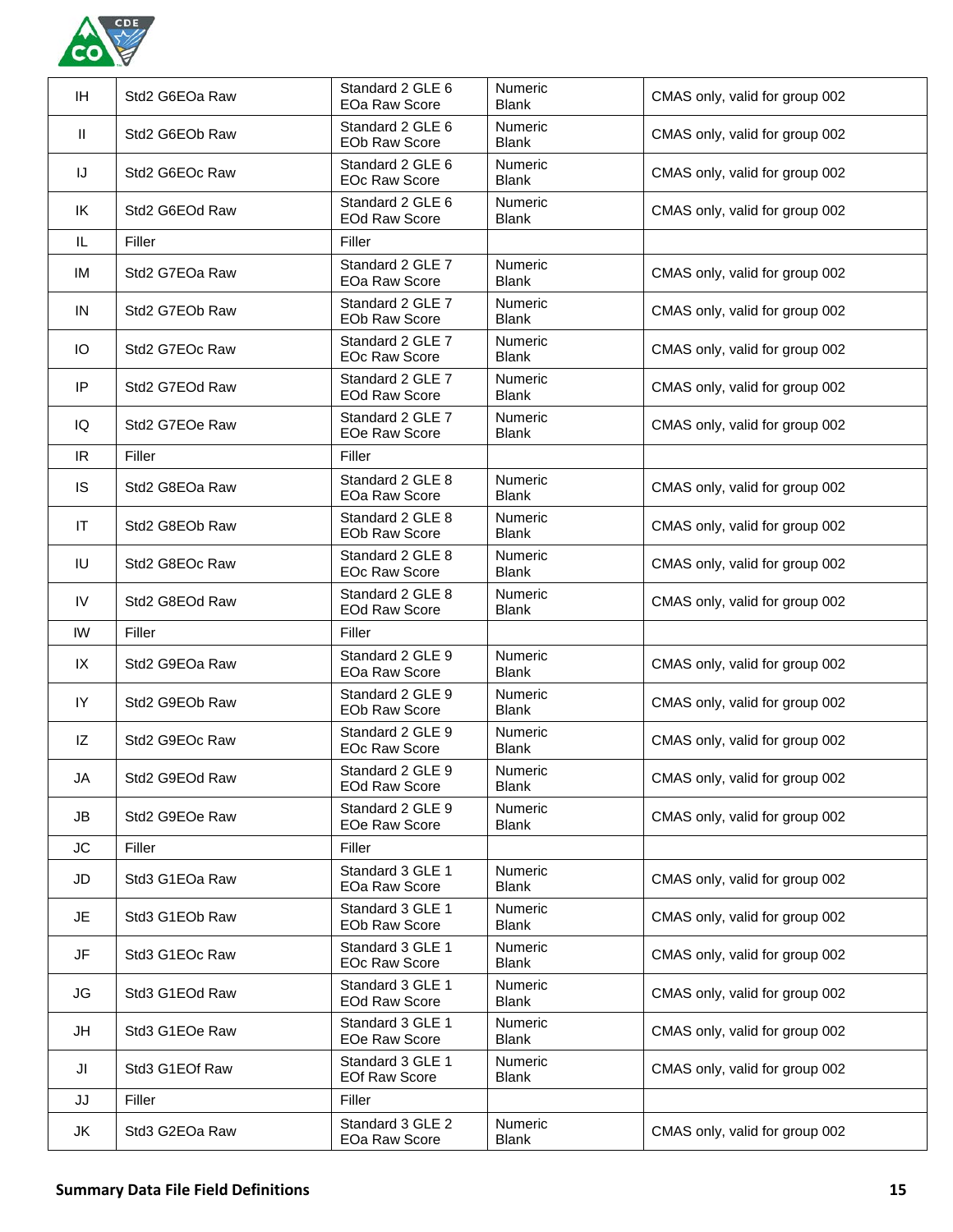| | | | | |
|---|---|---|---|---|
| IH | Std2 G6EOa Raw | Standard 2 GLE 6 EOa Raw Score | Numeric Blank | CMAS only, valid for group 002 |
| II | Std2 G6EOb Raw | Standard 2 GLE 6 EOb Raw Score | Numeric Blank | CMAS only, valid for group 002 |
| IJ | Std2 G6EOc Raw | Standard 2 GLE 6 EOc Raw Score | Numeric Blank | CMAS only, valid for group 002 |
| IK | Std2 G6EOd Raw | Standard 2 GLE 6 EOd Raw Score | Numeric Blank | CMAS only, valid for group 002 |
| IL | Filler | Filler | | |
| IM | Std2 G7EOa Raw | Standard 2 GLE 7 EOa Raw Score | Numeric Blank | CMAS only, valid for group 002 |
| IN | Std2 G7EOb Raw | Standard 2 GLE 7 EOb Raw Score | Numeric Blank | CMAS only, valid for group 002 |
| IO | Std2 G7EOc Raw | Standard 2 GLE 7 EOc Raw Score | Numeric Blank | CMAS only, valid for group 002 |
| IP | Std2 G7EOd Raw | Standard 2 GLE 7 EOd Raw Score | Numeric Blank | CMAS only, valid for group 002 |
| IQ | Std2 G7EOe Raw | Standard 2 GLE 7 EOe Raw Score | Numeric Blank | CMAS only, valid for group 002 |
| IR | Filler | Filler | | |
| IS | Std2 G8EOa Raw | Standard 2 GLE 8 EOa Raw Score | Numeric Blank | CMAS only, valid for group 002 |
| IT | Std2 G8EOb Raw | Standard 2 GLE 8 EOb Raw Score | Numeric Blank | CMAS only, valid for group 002 |
| IU | Std2 G8EOc Raw | Standard 2 GLE 8 EOc Raw Score | Numeric Blank | CMAS only, valid for group 002 |
| IV | Std2 G8EOd Raw | Standard 2 GLE 8 EOd Raw Score | Numeric Blank | CMAS only, valid for group 002 |
| IW | Filler | Filler | | |
| IX | Std2 G9EOa Raw | Standard 2 GLE 9 EOa Raw Score | Numeric Blank | CMAS only, valid for group 002 |
| IY | Std2 G9EOb Raw | Standard 2 GLE 9 EOb Raw Score | Numeric Blank | CMAS only, valid for group 002 |
| IZ | Std2 G9EOc Raw | Standard 2 GLE 9 EOc Raw Score | Numeric Blank | CMAS only, valid for group 002 |
| JA | Std2 G9EOd Raw | Standard 2 GLE 9 EOd Raw Score | Numeric Blank | CMAS only, valid for group 002 |
| JB | Std2 G9EOe Raw | Standard 2 GLE 9 EOe Raw Score | Numeric Blank | CMAS only, valid for group 002 |
| JC | Filler | Filler | | |
| JD | Std3 G1EOa Raw | Standard 3 GLE 1 EOa Raw Score | Numeric Blank | CMAS only, valid for group 002 |
| JE | Std3 G1EOb Raw | Standard 3 GLE 1 EOb Raw Score | Numeric Blank | CMAS only, valid for group 002 |
| JF | Std3 G1EOc Raw | Standard 3 GLE 1 EOc Raw Score | Numeric Blank | CMAS only, valid for group 002 |
| JG | Std3 G1EOd Raw | Standard 3 GLE 1 EOd Raw Score | Numeric Blank | CMAS only, valid for group 002 |
| JH | Std3 G1EOe Raw | Standard 3 GLE 1 EOe Raw Score | Numeric Blank | CMAS only, valid for group 002 |
| JI | Std3 G1EOf Raw | Standard 3 GLE 1 EOf Raw Score | Numeric Blank | CMAS only, valid for group 002 |
| JJ | Filler | Filler | | |
| JK | Std3 G2EOa Raw | Standard 3 GLE 2 EOa Raw Score | Numeric Blank | CMAS only, valid for group 002 |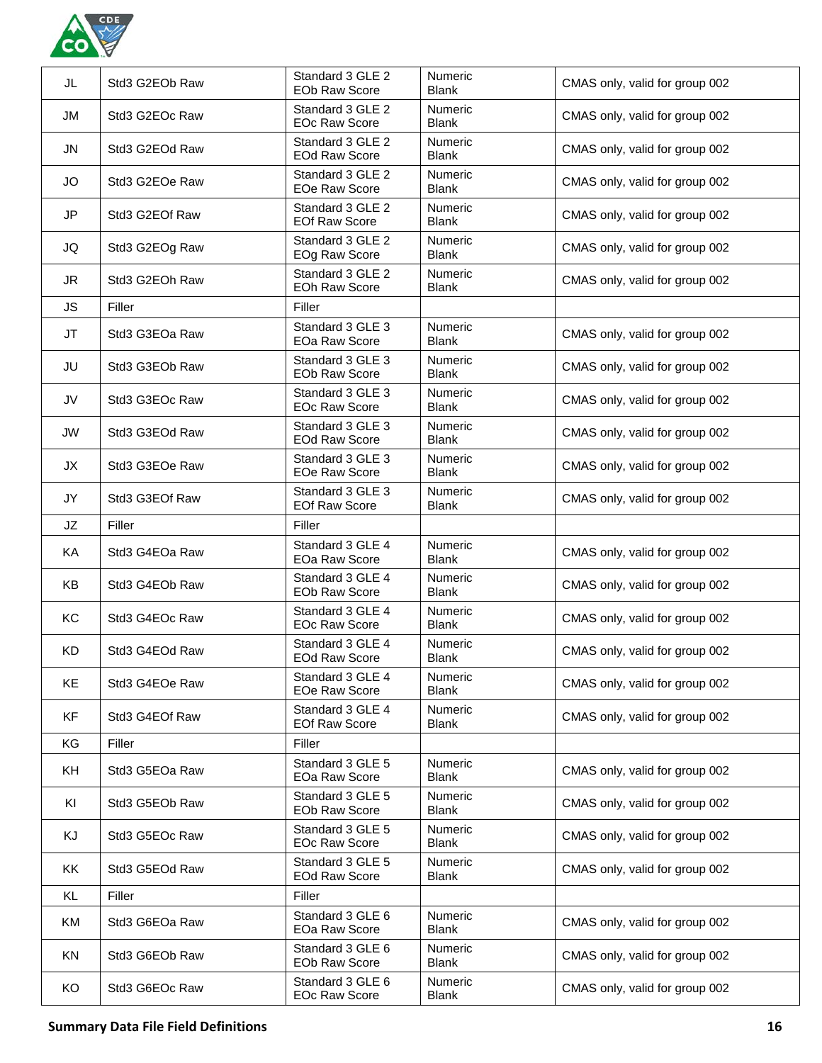| JL | Std3 G2EOb Raw | Standard 3 GLE 2 EOb Raw Score | Numeric Blank | CMAS only, valid for group 002 |
|---|---|---|---|---|
| JM | Std3 G2EOc Raw | Standard 3 GLE 2 EOc Raw Score | Numeric Blank | CMAS only, valid for group 002 |
| JN | Std3 G2EOd Raw | Standard 3 GLE 2 EOd Raw Score | Numeric Blank | CMAS only, valid for group 002 |
| JO | Std3 G2EOe Raw | Standard 3 GLE 2 EOe Raw Score | Numeric Blank | CMAS only, valid for group 002 |
| JP | Std3 G2EOf Raw | Standard 3 GLE 2 EOf Raw Score | Numeric Blank | CMAS only, valid for group 002 |
| JQ | Std3 G2EOg Raw | Standard 3 GLE 2 EOg Raw Score | Numeric Blank | CMAS only, valid for group 002 |
| JR | Std3 G2EOh Raw | Standard 3 GLE 2 EOh Raw Score | Numeric Blank | CMAS only, valid for group 002 |
| JS | Filler | Filler | | |
| JT | Std3 G3EOa Raw | Standard 3 GLE 3 EOa Raw Score | Numeric Blank | CMAS only, valid for group 002 |
| JU | Std3 G3EOb Raw | Standard 3 GLE 3 EOb Raw Score | Numeric Blank | CMAS only, valid for group 002 |
| JV | Std3 G3EOc Raw | Standard 3 GLE 3 EOc Raw Score | Numeric Blank | CMAS only, valid for group 002 |
| JW | Std3 G3EOd Raw | Standard 3 GLE 3 EOd Raw Score | Numeric Blank | CMAS only, valid for group 002 |
| JX | Std3 G3EOe Raw | Standard 3 GLE 3 EOe Raw Score | Numeric Blank | CMAS only, valid for group 002 |
| JY | Std3 G3EOf Raw | Standard 3 GLE 3 EOf Raw Score | Numeric Blank | CMAS only, valid for group 002 |
| JZ | Filler | Filler | | |
| KA | Std3 G4EOa Raw | Standard 3 GLE 4 EOa Raw Score | Numeric Blank | CMAS only, valid for group 002 |
| KB | Std3 G4EOb Raw | Standard 3 GLE 4 EOb Raw Score | Numeric Blank | CMAS only, valid for group 002 |
| KC | Std3 G4EOc Raw | Standard 3 GLE 4 EOc Raw Score | Numeric Blank | CMAS only, valid for group 002 |
| KD | Std3 G4EOd Raw | Standard 3 GLE 4 EOd Raw Score | Numeric Blank | CMAS only, valid for group 002 |
| KE | Std3 G4EOe Raw | Standard 3 GLE 4 EOe Raw Score | Numeric Blank | CMAS only, valid for group 002 |
| KF | Std3 G4EOf Raw | Standard 3 GLE 4 EOf Raw Score | Numeric Blank | CMAS only, valid for group 002 |
| KG | Filler | Filler | | |
| KH | Std3 G5EOa Raw | Standard 3 GLE 5 EOa Raw Score | Numeric Blank | CMAS only, valid for group 002 |
| KI | Std3 G5EOb Raw | Standard 3 GLE 5 EOb Raw Score | Numeric Blank | CMAS only, valid for group 002 |
| KJ | Std3 G5EOc Raw | Standard 3 GLE 5 EOc Raw Score | Numeric Blank | CMAS only, valid for group 002 |
| KK | Std3 G5EOd Raw | Standard 3 GLE 5 EOd Raw Score | Numeric Blank | CMAS only, valid for group 002 |
| KL | Filler | Filler | | |
| KM | Std3 G6EOa Raw | Standard 3 GLE 6 EOa Raw Score | Numeric Blank | CMAS only, valid for group 002 |
| KN | Std3 G6EOb Raw | Standard 3 GLE 6 EOb Raw Score | Numeric Blank | CMAS only, valid for group 002 |
| KO | Std3 G6EOc Raw | Standard 3 GLE 6 EOc Raw Score | Numeric Blank | CMAS only, valid for group 002 |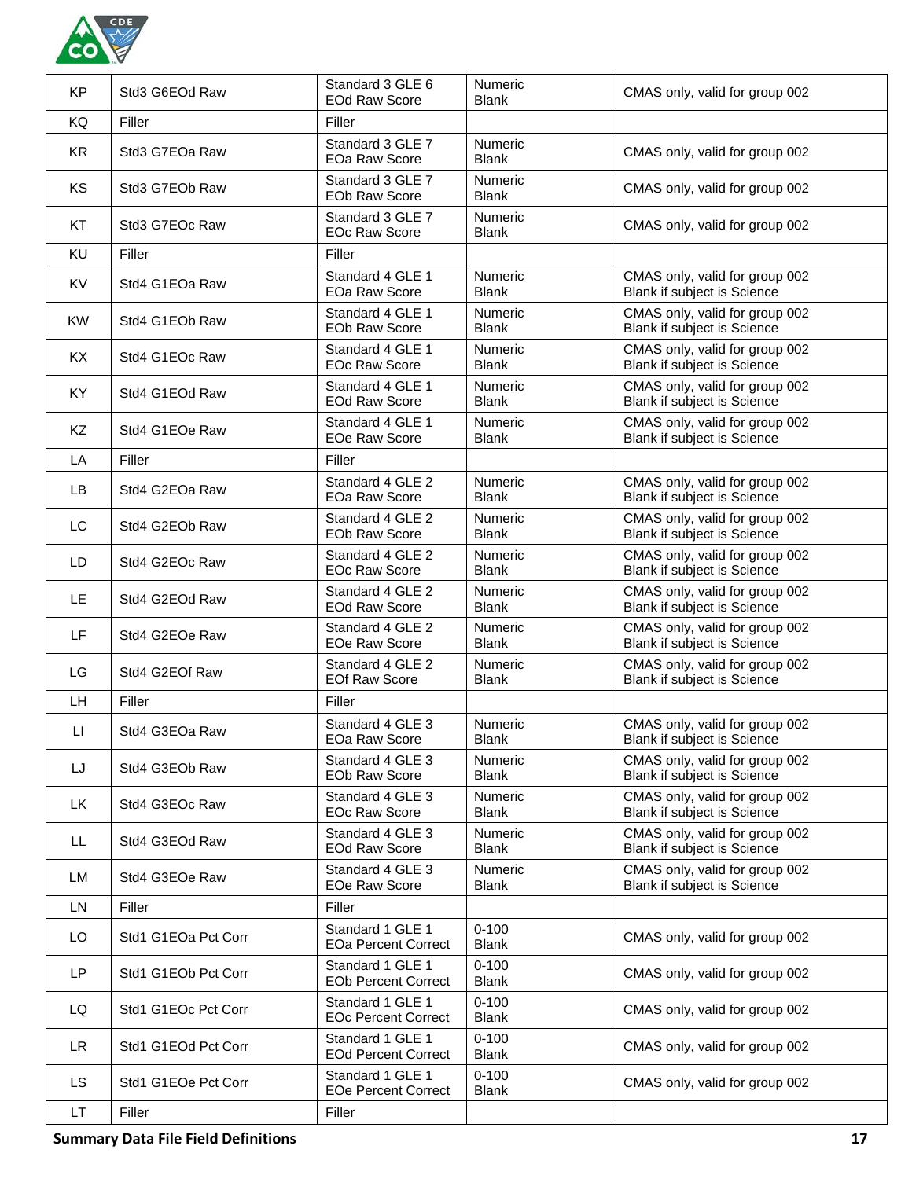| KP | Std3 G6EOd Raw | Standard 3 GLE 6 EOd Raw Score | Numeric Blank | CMAS only, valid for group 002 |
|---|---|---|---|---|
| KQ | Filler | Filler | | |
| KR | Std3 G7EOa Raw | Standard 3 GLE 7 EOa Raw Score | Numeric Blank | CMAS only, valid for group 002 |
| KS | Std3 G7EOb Raw | Standard 3 GLE 7 EOb Raw Score | Numeric Blank | CMAS only, valid for group 002 |
| KT | Std3 G7EOc Raw | Standard 3 GLE 7 EOc Raw Score | Numeric Blank | CMAS only, valid for group 002 |
| KU | Filler | Filler | | |
| KV | Std4 G1EOa Raw | Standard 4 GLE 1 EOa Raw Score | Numeric Blank | CMAS only, valid for group 002 Blank if subject is Science |
| KW | Std4 G1EOb Raw | Standard 4 GLE 1 EOb Raw Score | Numeric Blank | CMAS only, valid for group 002 Blank if subject is Science |
| KX | Std4 G1EOc Raw | Standard 4 GLE 1 EOc Raw Score | Numeric Blank | CMAS only, valid for group 002 Blank if subject is Science |
| KY | Std4 G1EOd Raw | Standard 4 GLE 1 EOd Raw Score | Numeric Blank | CMAS only, valid for group 002 Blank if subject is Science |
| KZ | Std4 G1EOe Raw | Standard 4 GLE 1 EOe Raw Score | Numeric Blank | CMAS only, valid for group 002 Blank if subject is Science |
| LA | Filler | Filler | | |
| LB | Std4 G2EOa Raw | Standard 4 GLE 2 EOa Raw Score | Numeric Blank | CMAS only, valid for group 002 Blank if subject is Science |
| LC | Std4 G2EOb Raw | Standard 4 GLE 2 EOb Raw Score | Numeric Blank | CMAS only, valid for group 002 Blank if subject is Science |
| LD | Std4 G2EOc Raw | Standard 4 GLE 2 EOc Raw Score | Numeric Blank | CMAS only, valid for group 002 Blank if subject is Science |
| LE | Std4 G2EOd Raw | Standard 4 GLE 2 EOd Raw Score | Numeric Blank | CMAS only, valid for group 002 Blank if subject is Science |
| LF | Std4 G2EOe Raw | Standard 4 GLE 2 EOe Raw Score | Numeric Blank | CMAS only, valid for group 002 Blank if subject is Science |
| LG | Std4 G2EOf Raw | Standard 4 GLE 2 EOf Raw Score | Numeric Blank | CMAS only, valid for group 002 Blank if subject is Science |
| LH | Filler | Filler | | |
| LI | Std4 G3EOa Raw | Standard 4 GLE 3 EOa Raw Score | Numeric Blank | CMAS only, valid for group 002 Blank if subject is Science |
| LJ | Std4 G3EOb Raw | Standard 4 GLE 3 EOb Raw Score | Numeric Blank | CMAS only, valid for group 002 Blank if subject is Science |
| LK | Std4 G3EOc Raw | Standard 4 GLE 3 EOc Raw Score | Numeric Blank | CMAS only, valid for group 002 Blank if subject is Science |
| LL | Std4 G3EOd Raw | Standard 4 GLE 3 EOd Raw Score | Numeric Blank | CMAS only, valid for group 002 Blank if subject is Science |
| LM | Std4 G3EOe Raw | Standard 4 GLE 3 EOe Raw Score | Numeric Blank | CMAS only, valid for group 002 Blank if subject is Science |
| LN | Filler | Filler | | |
| LO | Std1 G1EOa Pct Corr | Standard 1 GLE 1 EOa Percent Correct | 0-100 Blank | CMAS only, valid for group 002 |
| LP | Std1 G1EOb Pct Corr | Standard 1 GLE 1 EOb Percent Correct | 0-100 Blank | CMAS only, valid for group 002 |
| LQ | Std1 G1EOc Pct Corr | Standard 1 GLE 1 EOc Percent Correct | 0-100 Blank | CMAS only, valid for group 002 |
| LR | Std1 G1EOd Pct Corr | Standard 1 GLE 1 EOd Percent Correct | 0-100 Blank | CMAS only, valid for group 002 |
| LS | Std1 G1EOe Pct Corr | Standard 1 GLE 1 EOe Percent Correct | 0-100 Blank | CMAS only, valid for group 002 |
| LT | Filler | Filler | | |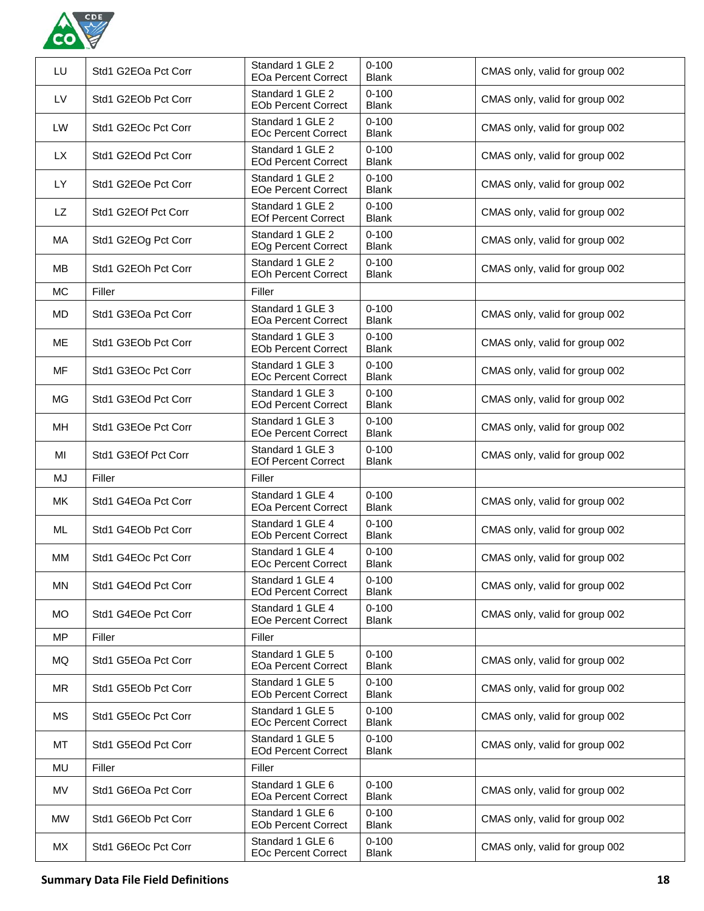| | | | | |
|---|---|---|---|---|
| LU | Std1 G2EOa Pct Corr | Standard 1 GLE 2 EOa Percent Correct | 0-100 Blank | CMAS only, valid for group 002 |
| LV | Std1 G2EOb Pct Corr | Standard 1 GLE 2 EOb Percent Correct | 0-100 Blank | CMAS only, valid for group 002 |
| LW | Std1 G2EOc Pct Corr | Standard 1 GLE 2 EOc Percent Correct | 0-100 Blank | CMAS only, valid for group 002 |
| LX | Std1 G2EOd Pct Corr | Standard 1 GLE 2 EOd Percent Correct | 0-100 Blank | CMAS only, valid for group 002 |
| LY | Std1 G2EOe Pct Corr | Standard 1 GLE 2 EOe Percent Correct | 0-100 Blank | CMAS only, valid for group 002 |
| LZ | Std1 G2EOf Pct Corr | Standard 1 GLE 2 EOf Percent Correct | 0-100 Blank | CMAS only, valid for group 002 |
| MA | Std1 G2EOg Pct Corr | Standard 1 GLE 2 EOg Percent Correct | 0-100 Blank | CMAS only, valid for group 002 |
| MB | Std1 G2EOh Pct Corr | Standard 1 GLE 2 EOh Percent Correct | 0-100 Blank | CMAS only, valid for group 002 |
| MC | Filler | Filler | | |
| MD | Std1 G3EOa Pct Corr | Standard 1 GLE 3 EOa Percent Correct | 0-100 Blank | CMAS only, valid for group 002 |
| ME | Std1 G3EOb Pct Corr | Standard 1 GLE 3 EOb Percent Correct | 0-100 Blank | CMAS only, valid for group 002 |
| MF | Std1 G3EOc Pct Corr | Standard 1 GLE 3 EOc Percent Correct | 0-100 Blank | CMAS only, valid for group 002 |
| MG | Std1 G3EOd Pct Corr | Standard 1 GLE 3 EOd Percent Correct | 0-100 Blank | CMAS only, valid for group 002 |
| MH | Std1 G3EOe Pct Corr | Standard 1 GLE 3 EOe Percent Correct | 0-100 Blank | CMAS only, valid for group 002 |
| MI | Std1 G3EOf Pct Corr | Standard 1 GLE 3 EOf Percent Correct | 0-100 Blank | CMAS only, valid for group 002 |
| MJ | Filler | Filler | | |
| MK | Std1 G4EOa Pct Corr | Standard 1 GLE 4 EOa Percent Correct | 0-100 Blank | CMAS only, valid for group 002 |
| ML | Std1 G4EOb Pct Corr | Standard 1 GLE 4 EOb Percent Correct | 0-100 Blank | CMAS only, valid for group 002 |
| MM | Std1 G4EOc Pct Corr | Standard 1 GLE 4 EOc Percent Correct | 0-100 Blank | CMAS only, valid for group 002 |
| MN | Std1 G4EOd Pct Corr | Standard 1 GLE 4 EOd Percent Correct | 0-100 Blank | CMAS only, valid for group 002 |
| MO | Std1 G4EOe Pct Corr | Standard 1 GLE 4 EOe Percent Correct | 0-100 Blank | CMAS only, valid for group 002 |
| MP | Filler | Filler | | |
| MQ | Std1 G5EOa Pct Corr | Standard 1 GLE 5 EOa Percent Correct | 0-100 Blank | CMAS only, valid for group 002 |
| MR | Std1 G5EOb Pct Corr | Standard 1 GLE 5 EOb Percent Correct | 0-100 Blank | CMAS only, valid for group 002 |
| MS | Std1 G5EOc Pct Corr | Standard 1 GLE 5 EOc Percent Correct | 0-100 Blank | CMAS only, valid for group 002 |
| MT | Std1 G5EOd Pct Corr | Standard 1 GLE 5 EOd Percent Correct | 0-100 Blank | CMAS only, valid for group 002 |
| MU | Filler | Filler | | |
| MV | Std1 G6EOa Pct Corr | Standard 1 GLE 6 EOa Percent Correct | 0-100 Blank | CMAS only, valid for group 002 |
| MW | Std1 G6EOb Pct Corr | Standard 1 GLE 6 EOb Percent Correct | 0-100 Blank | CMAS only, valid for group 002 |
| MX | Std1 G6EOc Pct Corr | Standard 1 GLE 6 EOc Percent Correct | 0-100 Blank | CMAS only, valid for group 002 |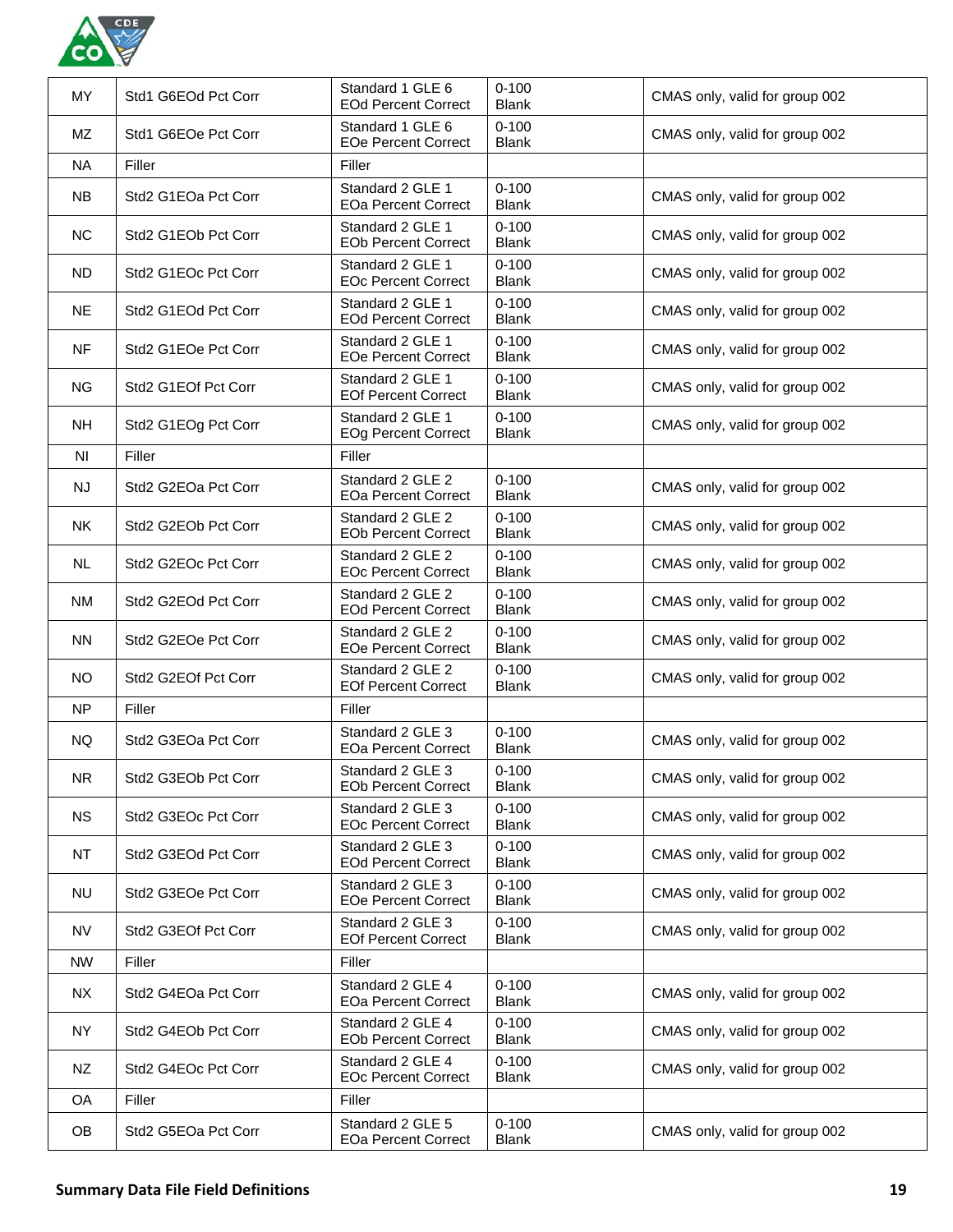| | | | | |
|---|---|---|---|---|
| MY | Std1 G6EOd Pct Corr | Standard 1 GLE 6 EOd Percent Correct | 0-100 Blank | CMAS only, valid for group 002 |
| MZ | Std1 G6EOe Pct Corr | Standard 1 GLE 6 EOe Percent Correct | 0-100 Blank | CMAS only, valid for group 002 |
| NA | Filler | Filler | | |
| NB | Std2 G1EOa Pct Corr | Standard 2 GLE 1 EOa Percent Correct | 0-100 Blank | CMAS only, valid for group 002 |
| NC | Std2 G1EOb Pct Corr | Standard 2 GLE 1 EOb Percent Correct | 0-100 Blank | CMAS only, valid for group 002 |
| ND | Std2 G1EOc Pct Corr | Standard 2 GLE 1 EOc Percent Correct | 0-100 Blank | CMAS only, valid for group 002 |
| NE | Std2 G1EOd Pct Corr | Standard 2 GLE 1 EOd Percent Correct | 0-100 Blank | CMAS only, valid for group 002 |
| NF | Std2 G1EOe Pct Corr | Standard 2 GLE 1 EOe Percent Correct | 0-100 Blank | CMAS only, valid for group 002 |
| NG | Std2 G1EOf Pct Corr | Standard 2 GLE 1 EOf Percent Correct | 0-100 Blank | CMAS only, valid for group 002 |
| NH | Std2 G1EOg Pct Corr | Standard 2 GLE 1 EOg Percent Correct | 0-100 Blank | CMAS only, valid for group 002 |
| NI | Filler | Filler | | |
| NJ | Std2 G2EOa Pct Corr | Standard 2 GLE 2 EOa Percent Correct | 0-100 Blank | CMAS only, valid for group 002 |
| NK | Std2 G2EOb Pct Corr | Standard 2 GLE 2 EOb Percent Correct | 0-100 Blank | CMAS only, valid for group 002 |
| NL | Std2 G2EOc Pct Corr | Standard 2 GLE 2 EOc Percent Correct | 0-100 Blank | CMAS only, valid for group 002 |
| NM | Std2 G2EOd Pct Corr | Standard 2 GLE 2 EOd Percent Correct | 0-100 Blank | CMAS only, valid for group 002 |
| NN | Std2 G2EOe Pct Corr | Standard 2 GLE 2 EOe Percent Correct | 0-100 Blank | CMAS only, valid for group 002 |
| NO | Std2 G2EOf Pct Corr | Standard 2 GLE 2 EOf Percent Correct | 0-100 Blank | CMAS only, valid for group 002 |
| NP | Filler | Filler | | |
| NQ | Std2 G3EOa Pct Corr | Standard 2 GLE 3 EOa Percent Correct | 0-100 Blank | CMAS only, valid for group 002 |
| NR | Std2 G3EOb Pct Corr | Standard 2 GLE 3 EOb Percent Correct | 0-100 Blank | CMAS only, valid for group 002 |
| NS | Std2 G3EOc Pct Corr | Standard 2 GLE 3 EOc Percent Correct | 0-100 Blank | CMAS only, valid for group 002 |
| NT | Std2 G3EOd Pct Corr | Standard 2 GLE 3 EOd Percent Correct | 0-100 Blank | CMAS only, valid for group 002 |
| NU | Std2 G3EOe Pct Corr | Standard 2 GLE 3 EOe Percent Correct | 0-100 Blank | CMAS only, valid for group 002 |
| NV | Std2 G3EOf Pct Corr | Standard 2 GLE 3 EOf Percent Correct | 0-100 Blank | CMAS only, valid for group 002 |
| NW | Filler | Filler | | |
| NX | Std2 G4EOa Pct Corr | Standard 2 GLE 4 EOa Percent Correct | 0-100 Blank | CMAS only, valid for group 002 |
| NY | Std2 G4EOb Pct Corr | Standard 2 GLE 4 EOb Percent Correct | 0-100 Blank | CMAS only, valid for group 002 |
| NZ | Std2 G4EOc Pct Corr | Standard 2 GLE 4 EOc Percent Correct | 0-100 Blank | CMAS only, valid for group 002 |
| OA | Filler | Filler | | |
| OB | Std2 G5EOa Pct Corr | Standard 2 GLE 5 EOa Percent Correct | 0-100 Blank | CMAS only, valid for group 002 |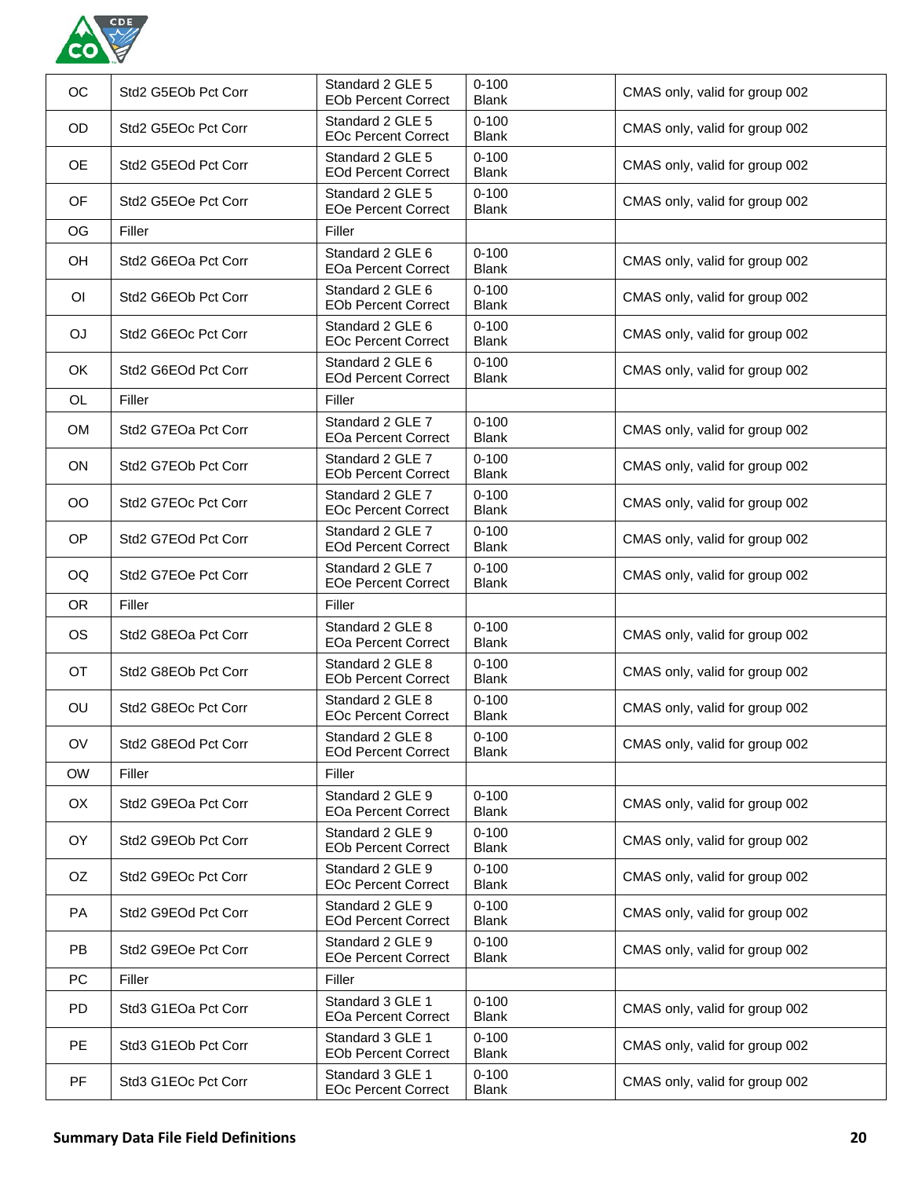| OC | Std2 G5EOb Pct Corr | Standard 2 GLE 5 EOb Percent Correct | 0-100 Blank | CMAS only, valid for group 002 |
|---|---|---|---|---|
| OD | Std2 G5EOc Pct Corr | Standard 2 GLE 5 EOc Percent Correct | 0-100 Blank | CMAS only, valid for group 002 |
| OE | Std2 G5EOd Pct Corr | Standard 2 GLE 5 EOd Percent Correct | 0-100 Blank | CMAS only, valid for group 002 |
| OF | Std2 G5EOe Pct Corr | Standard 2 GLE 5 EOe Percent Correct | 0-100 Blank | CMAS only, valid for group 002 |
| OG | Filler | Filler | | |
| OH | Std2 G6EOa Pct Corr | Standard 2 GLE 6 EOa Percent Correct | 0-100 Blank | CMAS only, valid for group 002 |
| OI | Std2 G6EOb Pct Corr | Standard 2 GLE 6 EOb Percent Correct | 0-100 Blank | CMAS only, valid for group 002 |
| OJ | Std2 G6EOc Pct Corr | Standard 2 GLE 6 EOc Percent Correct | 0-100 Blank | CMAS only, valid for group 002 |
| OK | Std2 G6EOd Pct Corr | Standard 2 GLE 6 EOd Percent Correct | 0-100 Blank | CMAS only, valid for group 002 |
| OL | Filler | Filler | | |
| OM | Std2 G7EOa Pct Corr | Standard 2 GLE 7 EOa Percent Correct | 0-100 Blank | CMAS only, valid for group 002 |
| ON | Std2 G7EOb Pct Corr | Standard 2 GLE 7 EOb Percent Correct | 0-100 Blank | CMAS only, valid for group 002 |
| OO | Std2 G7EOc Pct Corr | Standard 2 GLE 7 EOc Percent Correct | 0-100 Blank | CMAS only, valid for group 002 |
| OP | Std2 G7EOd Pct Corr | Standard 2 GLE 7 EOd Percent Correct | 0-100 Blank | CMAS only, valid for group 002 |
| OQ | Std2 G7EOe Pct Corr | Standard 2 GLE 7 EOe Percent Correct | 0-100 Blank | CMAS only, valid for group 002 |
| OR | Filler | Filler | | |
| OS | Std2 G8EOa Pct Corr | Standard 2 GLE 8 EOa Percent Correct | 0-100 Blank | CMAS only, valid for group 002 |
| OT | Std2 G8EOb Pct Corr | Standard 2 GLE 8 EOb Percent Correct | 0-100 Blank | CMAS only, valid for group 002 |
| OU | Std2 G8EOc Pct Corr | Standard 2 GLE 8 EOc Percent Correct | 0-100 Blank | CMAS only, valid for group 002 |
| OV | Std2 G8EOd Pct Corr | Standard 2 GLE 8 EOd Percent Correct | 0-100 Blank | CMAS only, valid for group 002 |
| OW | Filler | Filler | | |
| OX | Std2 G9EOa Pct Corr | Standard 2 GLE 9 EOa Percent Correct | 0-100 Blank | CMAS only, valid for group 002 |
| OY | Std2 G9EOb Pct Corr | Standard 2 GLE 9 EOb Percent Correct | 0-100 Blank | CMAS only, valid for group 002 |
| OZ | Std2 G9EOc Pct Corr | Standard 2 GLE 9 EOc Percent Correct | 0-100 Blank | CMAS only, valid for group 002 |
| PA | Std2 G9EOd Pct Corr | Standard 2 GLE 9 EOd Percent Correct | 0-100 Blank | CMAS only, valid for group 002 |
| PB | Std2 G9EOe Pct Corr | Standard 2 GLE 9 EOe Percent Correct | 0-100 Blank | CMAS only, valid for group 002 |
| PC | Filler | Filler | | |
| PD | Std3 G1EOa Pct Corr | Standard 3 GLE 1 EOa Percent Correct | 0-100 Blank | CMAS only, valid for group 002 |
| PE | Std3 G1EOb Pct Corr | Standard 3 GLE 1 EOb Percent Correct | 0-100 Blank | CMAS only, valid for group 002 |
| PF | Std3 G1EOc Pct Corr | Standard 3 GLE 1 EOc Percent Correct | 0-100 Blank | CMAS only, valid for group 002 |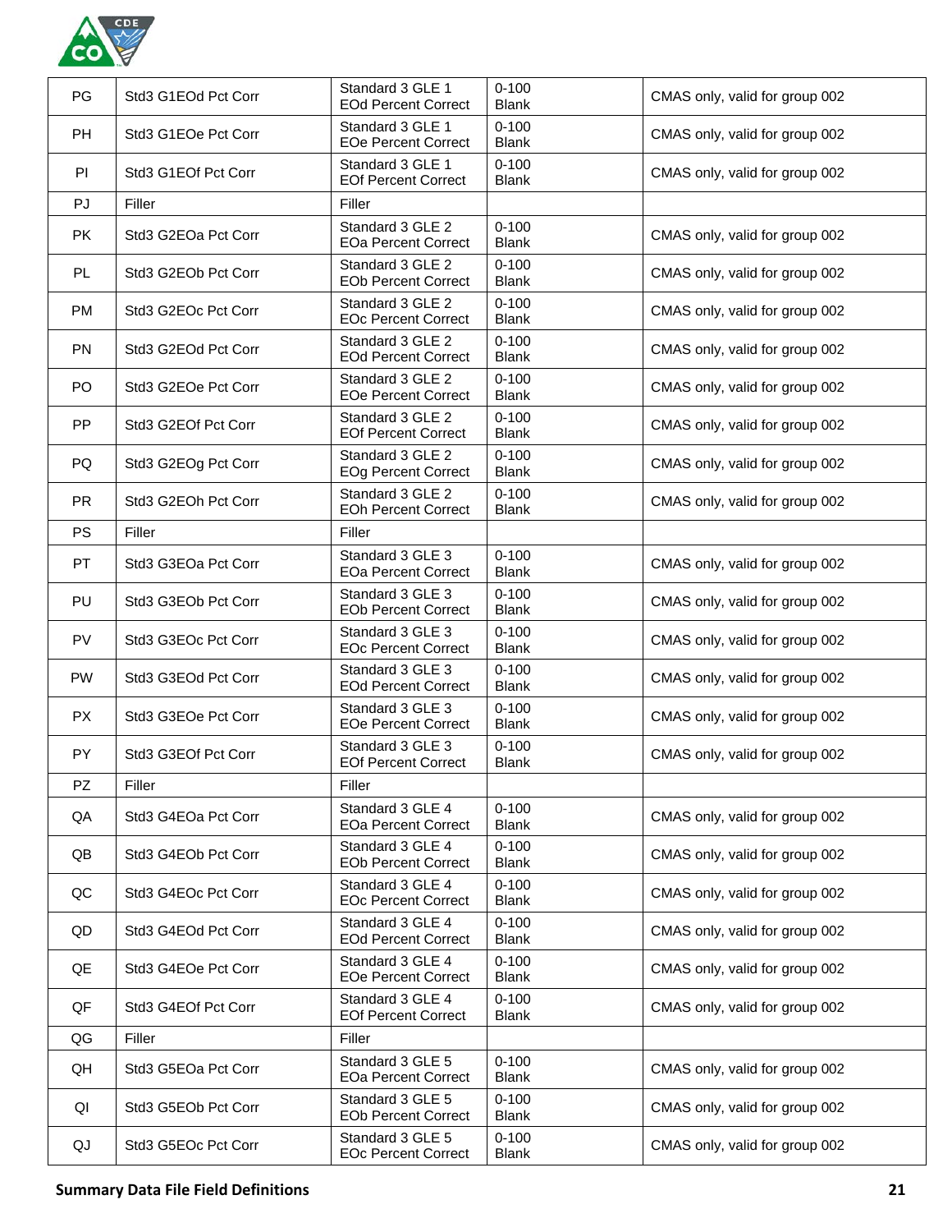| | | | | |
|---|---|---|---|---|
| PG | Std3 G1EOd Pct Corr | Standard 3 GLE 1 EOd Percent Correct | 0-100 Blank | CMAS only, valid for group 002 |
| PH | Std3 G1EOe Pct Corr | Standard 3 GLE 1 EOe Percent Correct | 0-100 Blank | CMAS only, valid for group 002 |
| PI | Std3 G1EOf Pct Corr | Standard 3 GLE 1 EOf Percent Correct | 0-100 Blank | CMAS only, valid for group 002 |
| PJ | Filler | Filler | | |
| PK | Std3 G2EOa Pct Corr | Standard 3 GLE 2 EOa Percent Correct | 0-100 Blank | CMAS only, valid for group 002 |
| PL | Std3 G2EOb Pct Corr | Standard 3 GLE 2 EOb Percent Correct | 0-100 Blank | CMAS only, valid for group 002 |
| PM | Std3 G2EOc Pct Corr | Standard 3 GLE 2 EOc Percent Correct | 0-100 Blank | CMAS only, valid for group 002 |
| PN | Std3 G2EOd Pct Corr | Standard 3 GLE 2 EOd Percent Correct | 0-100 Blank | CMAS only, valid for group 002 |
| PO | Std3 G2EOe Pct Corr | Standard 3 GLE 2 EOe Percent Correct | 0-100 Blank | CMAS only, valid for group 002 |
| PP | Std3 G2EOf Pct Corr | Standard 3 GLE 2 EOf Percent Correct | 0-100 Blank | CMAS only, valid for group 002 |
| PQ | Std3 G2EOg Pct Corr | Standard 3 GLE 2 EOg Percent Correct | 0-100 Blank | CMAS only, valid for group 002 |
| PR | Std3 G2EOh Pct Corr | Standard 3 GLE 2 EOh Percent Correct | 0-100 Blank | CMAS only, valid for group 002 |
| PS | Filler | Filler | | |
| PT | Std3 G3EOa Pct Corr | Standard 3 GLE 3 EOa Percent Correct | 0-100 Blank | CMAS only, valid for group 002 |
| PU | Std3 G3EOb Pct Corr | Standard 3 GLE 3 EOb Percent Correct | 0-100 Blank | CMAS only, valid for group 002 |
| PV | Std3 G3EOc Pct Corr | Standard 3 GLE 3 EOc Percent Correct | 0-100 Blank | CMAS only, valid for group 002 |
| PW | Std3 G3EOd Pct Corr | Standard 3 GLE 3 EOd Percent Correct | 0-100 Blank | CMAS only, valid for group 002 |
| PX | Std3 G3EOe Pct Corr | Standard 3 GLE 3 EOe Percent Correct | 0-100 Blank | CMAS only, valid for group 002 |
| PY | Std3 G3EOf Pct Corr | Standard 3 GLE 3 EOf Percent Correct | 0-100 Blank | CMAS only, valid for group 002 |
| PZ | Filler | Filler | | |
| QA | Std3 G4EOa Pct Corr | Standard 3 GLE 4 EOa Percent Correct | 0-100 Blank | CMAS only, valid for group 002 |
| QB | Std3 G4EOb Pct Corr | Standard 3 GLE 4 EOb Percent Correct | 0-100 Blank | CMAS only, valid for group 002 |
| QC | Std3 G4EOc Pct Corr | Standard 3 GLE 4 EOc Percent Correct | 0-100 Blank | CMAS only, valid for group 002 |
| QD | Std3 G4EOd Pct Corr | Standard 3 GLE 4 EOd Percent Correct | 0-100 Blank | CMAS only, valid for group 002 |
| QE | Std3 G4EOe Pct Corr | Standard 3 GLE 4 EOe Percent Correct | 0-100 Blank | CMAS only, valid for group 002 |
| QF | Std3 G4EOf Pct Corr | Standard 3 GLE 4 EOf Percent Correct | 0-100 Blank | CMAS only, valid for group 002 |
| QG | Filler | Filler | | |
| QH | Std3 G5EOa Pct Corr | Standard 3 GLE 5 EOa Percent Correct | 0-100 Blank | CMAS only, valid for group 002 |
| QI | Std3 G5EOb Pct Corr | Standard 3 GLE 5 EOb Percent Correct | 0-100 Blank | CMAS only, valid for group 002 |
| QJ | Std3 G5EOc Pct Corr | Standard 3 GLE 5 EOc Percent Correct | 0-100 Blank | CMAS only, valid for group 002 |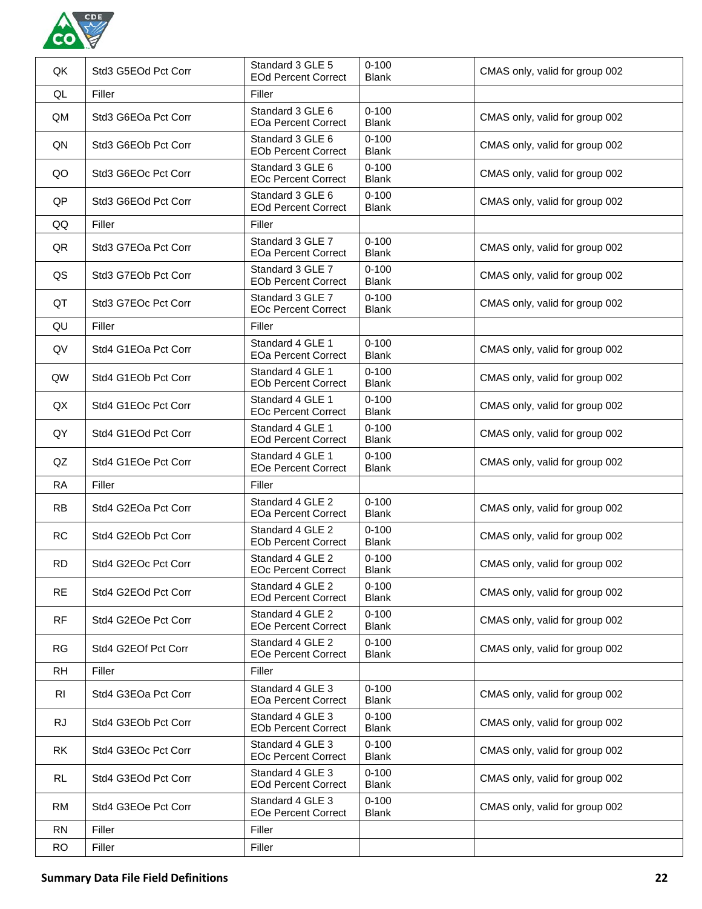| QK | Std3 G5EOd Pct Corr | Standard 3 GLE 5 EOd Percent Correct | 0-100 Blank | CMAS only, valid for group 002 |
|---|---|---|---|---|
| QL | Filler | Filler | | |
| QM | Std3 G6EOa Pct Corr | Standard 3 GLE 6 EOa Percent Correct | 0-100 Blank | CMAS only, valid for group 002 |
| QN | Std3 G6EOb Pct Corr | Standard 3 GLE 6 EOb Percent Correct | 0-100 Blank | CMAS only, valid for group 002 |
| QO | Std3 G6EOc Pct Corr | Standard 3 GLE 6 EOc Percent Correct | 0-100 Blank | CMAS only, valid for group 002 |
| QP | Std3 G6EOd Pct Corr | Standard 3 GLE 6 EOd Percent Correct | 0-100 Blank | CMAS only, valid for group 002 |
| QQ | Filler | Filler | | |
| QR | Std3 G7EOa Pct Corr | Standard 3 GLE 7 EOa Percent Correct | 0-100 Blank | CMAS only, valid for group 002 |
| QS | Std3 G7EOb Pct Corr | Standard 3 GLE 7 EOb Percent Correct | 0-100 Blank | CMAS only, valid for group 002 |
| QT | Std3 G7EOc Pct Corr | Standard 3 GLE 7 EOc Percent Correct | 0-100 Blank | CMAS only, valid for group 002 |
| QU | Filler | Filler | | |
| QV | Std4 G1EOa Pct Corr | Standard 4 GLE 1 EOa Percent Correct | 0-100 Blank | CMAS only, valid for group 002 |
| QW | Std4 G1EOb Pct Corr | Standard 4 GLE 1 EOb Percent Correct | 0-100 Blank | CMAS only, valid for group 002 |
| QX | Std4 G1EOc Pct Corr | Standard 4 GLE 1 EOc Percent Correct | 0-100 Blank | CMAS only, valid for group 002 |
| QY | Std4 G1EOd Pct Corr | Standard 4 GLE 1 EOd Percent Correct | 0-100 Blank | CMAS only, valid for group 002 |
| QZ | Std4 G1EOe Pct Corr | Standard 4 GLE 1 EOe Percent Correct | 0-100 Blank | CMAS only, valid for group 002 |
| RA | Filler | Filler | | |
| RB | Std4 G2EOa Pct Corr | Standard 4 GLE 2 EOa Percent Correct | 0-100 Blank | CMAS only, valid for group 002 |
| RC | Std4 G2EOb Pct Corr | Standard 4 GLE 2 EOb Percent Correct | 0-100 Blank | CMAS only, valid for group 002 |
| RD | Std4 G2EOc Pct Corr | Standard 4 GLE 2 EOc Percent Correct | 0-100 Blank | CMAS only, valid for group 002 |
| RE | Std4 G2EOd Pct Corr | Standard 4 GLE 2 EOd Percent Correct | 0-100 Blank | CMAS only, valid for group 002 |
| RF | Std4 G2EOe Pct Corr | Standard 4 GLE 2 EOe Percent Correct | 0-100 Blank | CMAS only, valid for group 002 |
| RG | Std4 G2EOf Pct Corr | Standard 4 GLE 2 EOe Percent Correct | 0-100 Blank | CMAS only, valid for group 002 |
| RH | Filler | Filler | | |
| RI | Std4 G3EOa Pct Corr | Standard 4 GLE 3 EOa Percent Correct | 0-100 Blank | CMAS only, valid for group 002 |
| RJ | Std4 G3EOb Pct Corr | Standard 4 GLE 3 EOb Percent Correct | 0-100 Blank | CMAS only, valid for group 002 |
| RK | Std4 G3EOc Pct Corr | Standard 4 GLE 3 EOc Percent Correct | 0-100 Blank | CMAS only, valid for group 002 |
| RL | Std4 G3EOd Pct Corr | Standard 4 GLE 3 EOd Percent Correct | 0-100 Blank | CMAS only, valid for group 002 |
| RM | Std4 G3EOe Pct Corr | Standard 4 GLE 3 EOe Percent Correct | 0-100 Blank | CMAS only, valid for group 002 |
| RN | Filler | Filler | | |
| RO | Filler | Filler | | |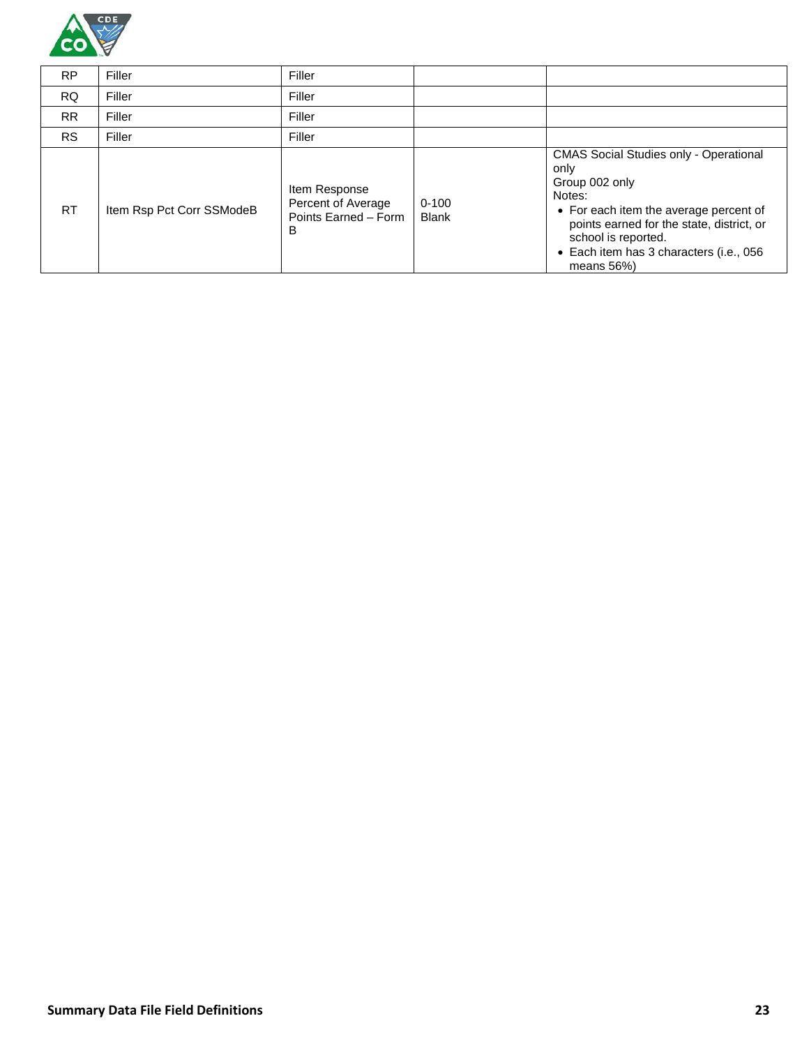| | | | | |
|---|---|---|---|---|
| RP | Filler | Filler | | |
| RQ | Filler | Filler | | |
| RR | Filler | Filler | | |
| RS | Filler | Filler | | |
| RT | Item Rsp Pct Corr SSModeB | Item Response Percent of Average Points Earned – Form B | 0-100<br>Blank | CMAS Social Studies only - Operational only<br>Group 002 only<br>Notes:<br>• For each item the average percent of points earned for the state, district, or school is reported.<br>• Each item has 3 characters (i.e., 056 means 56%) |